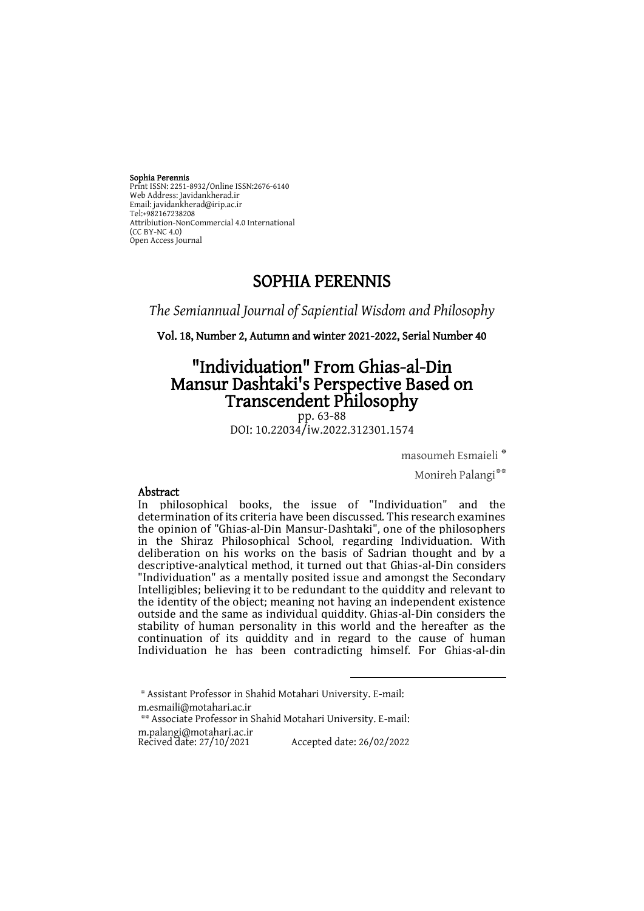**Sophia Perennis**
Print ISSN: 2251-8932/Online ISSN:2676-6140
Web Address: Javidankherad.ir
Email: javidankherad@irip.ac.ir
Tel:+982167238208
Attribiution-NonCommercial 4.0 International
(CC BY-NC 4.0)
Open Access Journal

# SOPHIA PERENNIS

*The Semiannual Journal of Sapiential Wisdom and Philosophy*

**Vol. 18, Number 2, Autumn and winter 2021-2022, Serial Number 40**

# "Individuation" From Ghias-al-Din Mansur Dashtaki's Perspective Based on Transcendent Philosophy

pp. 63-88
DOI: 10.22034/iw.2022.312301.1574

masoumeh Esmaieli [*]

Monireh Palangi[**]

## Abstract

In philosophical books, the issue of "Individuation" and the determination of its criteria have been discussed. This research examines the opinion of "Ghias-al-Din Mansur-Dashtaki", one of the philosophers in the Shiraz Philosophical School, regarding Individuation. With deliberation on his works on the basis of Sadrian thought and by a descriptive-analytical method, it turned out that Ghias-al-Din considers "Individuation" as a mentally posited issue and amongst the Secondary Intelligibles; believing it to be redundant to the quiddity and relevant to the identity of the object; meaning not having an independent existence outside and the same as individual quiddity. Ghias-al-Din considers the stability of human personality in this world and the hereafter as the continuation of its quiddity and in regard to the cause of human Individuation he has been contradicting himself. For Ghias-al-din

---

[*] Assistant Professor in Shahid Motahari University. E-mail: m.esmaili@motahari.ac.ir

[**] Associate Professor in Shahid Motahari University. E-mail: m.palangi@motahari.ac.ir

Recived date: 27/10/2021 Accepted date: 26/02/2022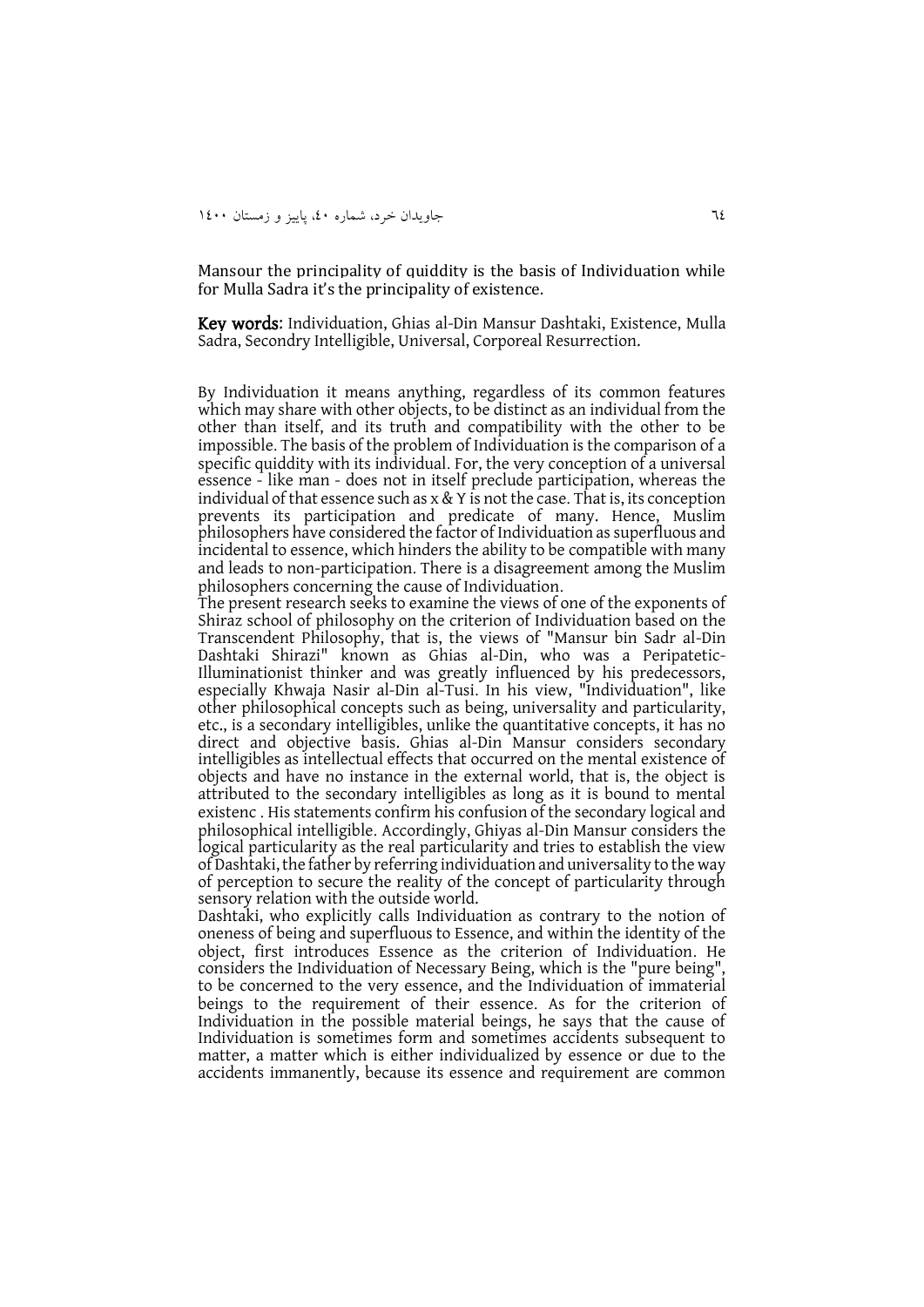Mansour the principality of quiddity is the basis of Individuation while for Mulla Sadra it's the principality of existence.

**Key words:** Individuation, Ghias al-Din Mansur Dashtaki, Existence, Mulla Sadra, Secondry Intelligible, Universal, Corporeal Resurrection.

By Individuation it means anything, regardless of its common features which may share with other objects, to be distinct as an individual from the other than itself, and its truth and compatibility with the other to be impossible. The basis of the problem of Individuation is the comparison of a specific quiddity with its individual. For, the very conception of a universal essence - like man - does not in itself preclude participation, whereas the individual of that essence such as x & Y is not the case. That is, its conception prevents its participation and predicate of many. Hence, Muslim philosophers have considered the factor of Individuation as superfluous and incidental to essence, which hinders the ability to be compatible with many and leads to non-participation. There is a disagreement among the Muslim philosophers concerning the cause of Individuation.

The present research seeks to examine the views of one of the exponents of Shiraz school of philosophy on the criterion of Individuation based on the Transcendent Philosophy, that is, the views of "Mansur bin Sadr al-Din Dashtaki Shirazi" known as Ghias al-Din, who was a Peripatetic-Illuminationist thinker and was greatly influenced by his predecessors, especially Khwaja Nasir al-Din al-Tusi. In his view, "Individuation", like other philosophical concepts such as being, universality and particularity, etc., is a secondary intelligibles, unlike the quantitative concepts, it has no direct and objective basis. Ghias al-Din Mansur considers secondary intelligibles as intellectual effects that occurred on the mental existence of objects and have no instance in the external world, that is, the object is attributed to the secondary intelligibles as long as it is bound to mental existenc . His statements confirm his confusion of the secondary logical and philosophical intelligible. Accordingly, Ghiyas al-Din Mansur considers the logical particularity as the real particularity and tries to establish the view of Dashtaki, the father by referring individuation and universality to the way of perception to secure the reality of the concept of particularity through sensory relation with the outside world.

Dashtaki, who explicitly calls Individuation as contrary to the notion of oneness of being and superfluous to Essence, and within the identity of the object, first introduces Essence as the criterion of Individuation. He considers the Individuation of Necessary Being, which is the "pure being", to be concerned to the very essence, and the Individuation of immaterial beings to the requirement of their essence. As for the criterion of Individuation in the possible material beings, he says that the cause of Individuation is sometimes form and sometimes accidents subsequent to matter, a matter which is either individualized by essence or due to the accidents immanently, because its essence and requirement are common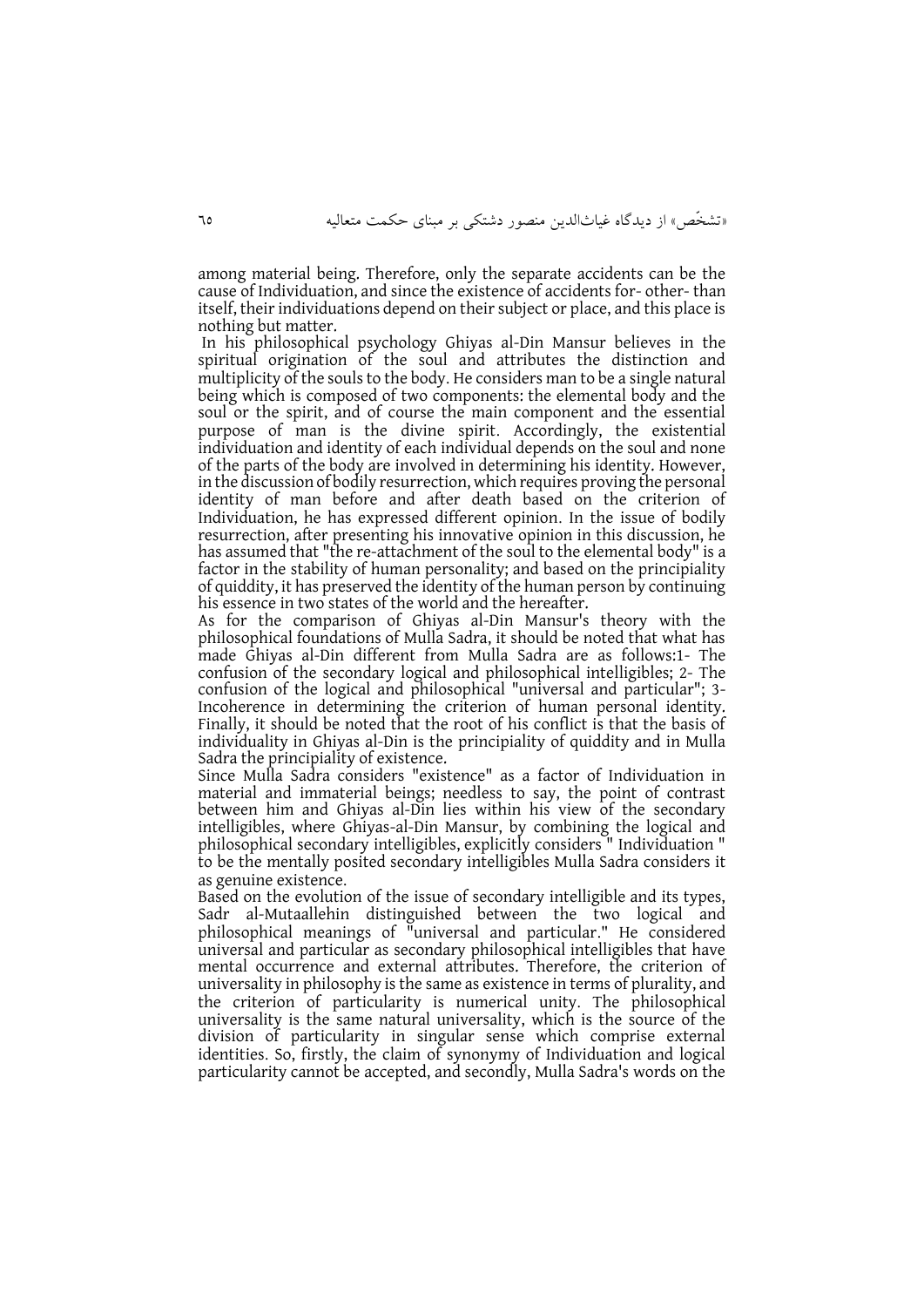among material being. Therefore, only the separate accidents can be the cause of Individuation, and since the existence of accidents for- other- than itself, their individuations depend on their subject or place, and this place is nothing but matter.

In his philosophical psychology Ghiyas al-Din Mansur believes in the spiritual origination of the soul and attributes the distinction and multiplicity of the souls to the body. He considers man to be a single natural being which is composed of two components: the elemental body and the soul or the spirit, and of course the main component and the essential purpose of man is the divine spirit. Accordingly, the existential individuation and identity of each individual depends on the soul and none of the parts of the body are involved in determining his identity. However, in the discussion of bodily resurrection, which requires proving the personal identity of man before and after death based on the criterion of Individuation, he has expressed different opinion. In the issue of bodily resurrection, after presenting his innovative opinion in this discussion, he has assumed that "the re-attachment of the soul to the elemental body" is a factor in the stability of human personality; and based on the principiality of quiddity, it has preserved the identity of the human person by continuing his essence in two states of the world and the hereafter.

As for the comparison of Ghiyas al-Din Mansur's theory with the philosophical foundations of Mulla Sadra, it should be noted that what has made Ghiyas al-Din different from Mulla Sadra are as follows:1- The confusion of the secondary logical and philosophical intelligibles; 2- The confusion of the logical and philosophical "universal and particular"; 3- Incoherence in determining the criterion of human personal identity. Finally, it should be noted that the root of his conflict is that the basis of individuality in Ghiyas al-Din is the principiality of quiddity and in Mulla Sadra the principiality of existence.

Since Mulla Sadra considers "existence" as a factor of Individuation in material and immaterial beings; needless to say, the point of contrast between him and Ghiyas al-Din lies within his view of the secondary intelligibles, where Ghiyas-al-Din Mansur, by combining the logical and philosophical secondary intelligibles, explicitly considers " Individuation " to be the mentally posited secondary intelligibles Mulla Sadra considers it as genuine existence.

Based on the evolution of the issue of secondary intelligible and its types, Sadr al-Mutaallehin distinguished between the two logical and philosophical meanings of "universal and particular." He considered universal and particular as secondary philosophical intelligibles that have mental occurrence and external attributes. Therefore, the criterion of universality in philosophy is the same as existence in terms of plurality, and the criterion of particularity is numerical unity. The philosophical universality is the same natural universality, which is the source of the division of particularity in singular sense which comprise external identities. So, firstly, the claim of synonymy of Individuation and logical particularity cannot be accepted, and secondly, Mulla Sadra's words on the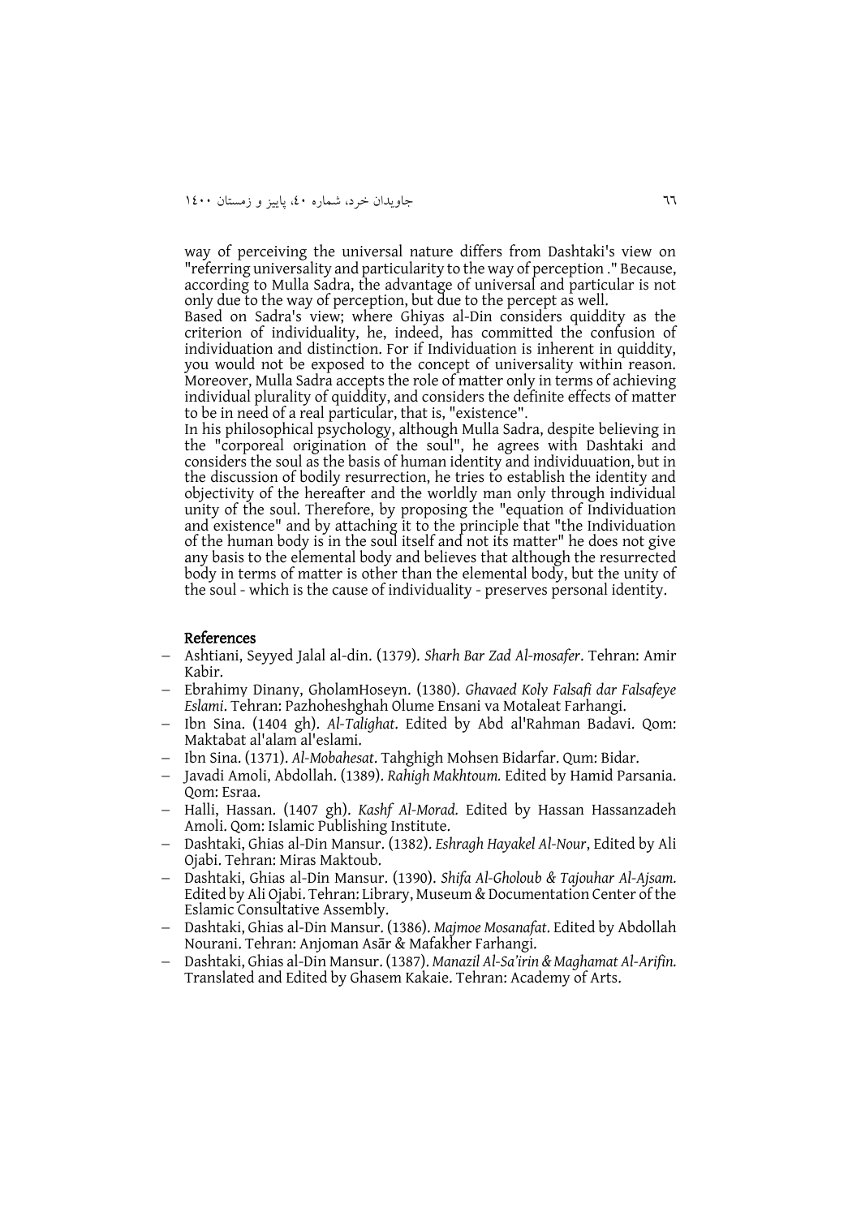way of perceiving the universal nature differs from Dashtaki's view on "referring universality and particularity to the way of perception ." Because, according to Mulla Sadra, the advantage of universal and particular is not only due to the way of perception, but due to the percept as well.

Based on Sadra's view; where Ghiyas al-Din considers quiddity as the criterion of individuality, he, indeed, has committed the confusion of individuation and distinction. For if Individuation is inherent in quiddity, you would not be exposed to the concept of universality within reason. Moreover, Mulla Sadra accepts the role of matter only in terms of achieving individual plurality of quiddity, and considers the definite effects of matter to be in need of a real particular, that is, "existence".

In his philosophical psychology, although Mulla Sadra, despite believing in the "corporeal origination of the soul", he agrees with Dashtaki and considers the soul as the basis of human identity and individuuation, but in the discussion of bodily resurrection, he tries to establish the identity and objectivity of the hereafter and the worldly man only through individual unity of the soul. Therefore, by proposing the "equation of Individuation and existence" and by attaching it to the principle that "the Individuation of the human body is in the soul itself and not its matter" he does not give any basis to the elemental body and believes that although the resurrected body in terms of matter is other than the elemental body, but the unity of the soul - which is the cause of individuality - preserves personal identity.

## References

- Ashtiani, Seyyed Jalal al-din. (1379). *Sharh Bar Zad Al-mosafer*. Tehran: Amir Kabir.
- Ebrahimy Dinany, GholamHoseyn. (1380). *Ghavaed Koly Falsafi dar Falsafeye Eslami*. Tehran: Pazhoheshghah Olume Ensani va Motaleat Farhangi.
- Ibn Sina. (1404 gh). *Al-Talighat*. Edited by Abd al'Rahman Badavi. Qom: Maktabat al'alam al'eslami.
- Ibn Sina. (1371). *Al-Mobahesat*. Tahghigh Mohsen Bidarfar. Qum: Bidar.
- Javadi Amoli, Abdollah. (1389). *Rahigh Makhtoum.* Edited by Hamid Parsania. Qom: Esraa.
- Halli, Hassan. (1407 gh). *Kashf Al-Morad.* Edited by Hassan Hassanzadeh Amoli. Qom: Islamic Publishing Institute.
- Dashtaki, Ghias al-Din Mansur. (1382). *Eshragh Hayakel Al-Nour*, Edited by Ali Ojabi. Tehran: Miras Maktoub.
- Dashtaki, Ghias al-Din Mansur. (1390). *Shifa Al-Gholoub & Tajouhar Al-Ajsam.* Edited by Ali Ojabi. Tehran: Library, Museum & Documentation Center of the Eslamic Consultative Assembly.
- Dashtaki, Ghias al-Din Mansur. (1386). *Majmoe Mosanafat*. Edited by Abdollah Nourani. Tehran: Anjoman Asār & Mafakher Farhangi.
- Dashtaki, Ghias al-Din Mansur. (1387). *Manazil Al-Sa'irin & Maghamat Al-Arifin.* Translated and Edited by Ghasem Kakaie. Tehran: Academy of Arts.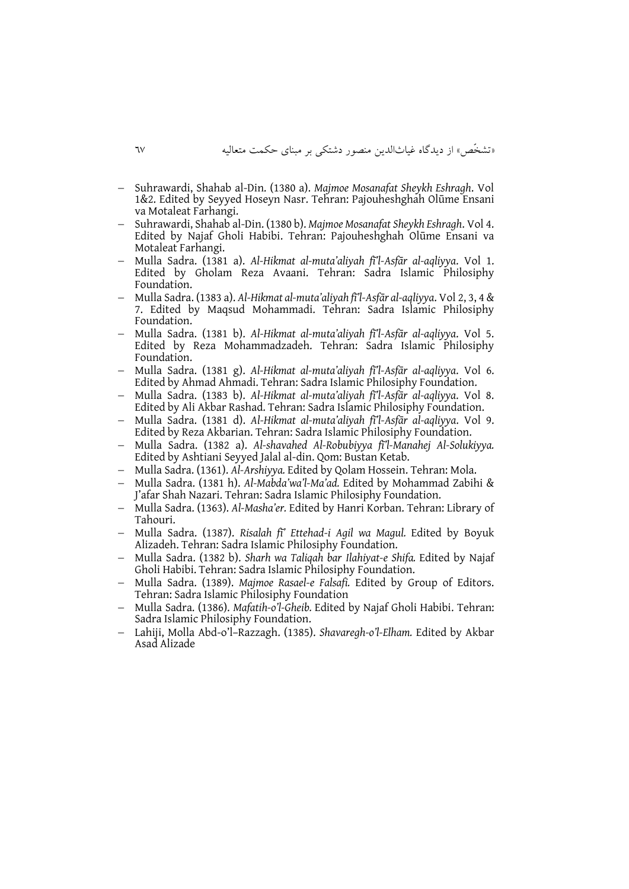- Suhrawardi, Shahab al-Din. (1380 a). *Majmoe Mosanafat Sheykh Eshragh*. Vol 1&2. Edited by Seyyed Hoseyn Nasr. Tehran: Pajouheshghah Olūme Ensani va Motaleat Farhangi.
- Suhrawardi, Shahab al-Din. (1380 b). *Majmoe Mosanafat Sheykh Eshragh*. Vol 4. Edited by Najaf Gholi Habibi. Tehran: Pajouheshghah Olūme Ensani va Motaleat Farhangi.
- Mulla Sadra. (1381 a). *Al-Hikmat al-muta'aliyah fi'l-Asfãr al-aqliyya*. Vol 1. Edited by Gholam Reza Avaani. Tehran: Sadra Islamic Philosiphy Foundation.
- Mulla Sadra. (1383 a). *Al-Hikmat al-muta'aliyah fi'l-Asfãr al-aqliyya*. Vol 2, 3, 4 & 7. Edited by Maqsud Mohammadi. Tehran: Sadra Islamic Philosiphy Foundation.
- Mulla Sadra. (1381 b). *Al-Hikmat al-muta'aliyah fi'l-Asfãr al-aqliyya*. Vol 5. Edited by Reza Mohammadzadeh. Tehran: Sadra Islamic Philosiphy Foundation.
- Mulla Sadra. (1381 g). *Al-Hikmat al-muta'aliyah fi'l-Asfãr al-aqliyya*. Vol 6. Edited by Ahmad Ahmadi. Tehran: Sadra Islamic Philosiphy Foundation.
- Mulla Sadra. (1383 b). *Al-Hikmat al-muta'aliyah fi'l-Asfãr al-aqliyya*. Vol 8. Edited by Ali Akbar Rashad. Tehran: Sadra Islamic Philosiphy Foundation.
- Mulla Sadra. (1381 d). *Al-Hikmat al-muta'aliyah fi'l-Asfãr al-aqliyya*. Vol 9. Edited by Reza Akbarian. Tehran: Sadra Islamic Philosiphy Foundation.
- Mulla Sadra. (1382 a). *Al-shavahed Al-Robubiyya fi'l-Manahej Al-Solukiyya.* Edited by Ashtiani Seyyed Jalal al-din. Qom: Bustan Ketab.
- Mulla Sadra. (1361). *Al-Arshiyya.* Edited by Qolam Hossein. Tehran: Mola.
- Mulla Sadra. (1381 h). *Al-Mabda'wa'l-Ma'ad.* Edited by Mohammad Zabihi & J'afar Shah Nazari. Tehran: Sadra Islamic Philosiphy Foundation.
- Mulla Sadra. (1363). *Al-Masha'er.* Edited by Hanri Korban. Tehran: Library of Tahouri.
- Mulla Sadra. (1387). *Risalah fi' Ettehad-i Agil wa Magul.* Edited by Boyuk Alizadeh. Tehran: Sadra Islamic Philosiphy Foundation.
- Mulla Sadra. (1382 b). *Sharh wa Taliqah bar Ilahiyat-e Shifa.* Edited by Najaf Gholi Habibi. Tehran: Sadra Islamic Philosiphy Foundation.
- Mulla Sadra. (1389). *Majmoe Rasael-e Falsafi.* Edited by Group of Editors. Tehran: Sadra Islamic Philosiphy Foundation
- Mulla Sadra. (1386). *Mafatih-o'l-Gheib.* Edited by Najaf Gholi Habibi. Tehran: Sadra Islamic Philosiphy Foundation.
- Lahiji, Molla Abd-o'l–Razzagh. (1385). *Shavaregh-o'l-Elham.* Edited by Akbar Asad Alizade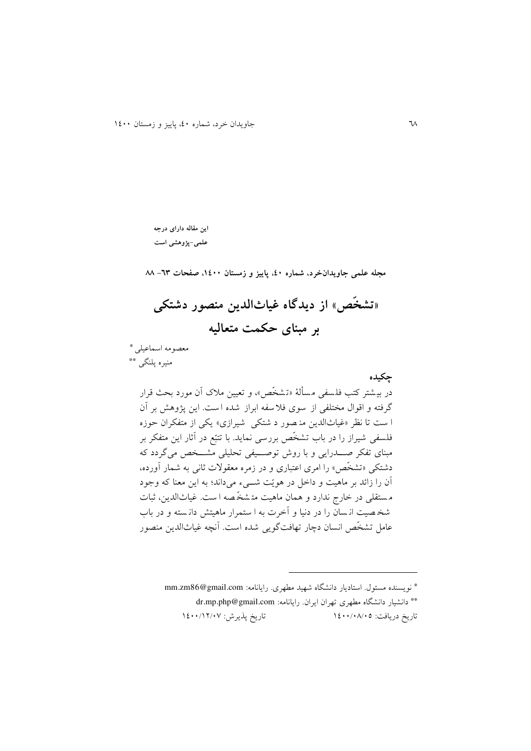این مقاله دارای درجه علمی-پژوهشی است

مجله علمی جاویدان‌خرد، شماره ۴۰، پاییز و زمستان ۱۴۰۰، صفحات ۶۳- ۸۸

# «تشخّص» از دیدگاه غیاث‌الدین منصور دشتکی بر مبنای حکمت متعالیه

معصومه اسماعیلی*

منیره پلنگی**

## چکیده

در بیشتر کتب فلسفی مسألهٔ «تشخّص»، و تعیین ملاک آن مورد بحث قرار گرفته و اقوال مختلفی از سوی فلاسفه ابراز شده است. این پژوهش بر آن است تا نظر «غیاث‌الدین منصور دشتکی شیرازی» یکی از متفکران حوزه فلسفی شیراز را در باب تشخّص بررسی نماید. با تتبّع در آثار این متفکر بر مبنای تفکر صدرایی و با روش توصیفی تحلیلی مشخص می‌گردد که دشتکی «تشخّص» را امری اعتباری و در زمره معقولات ثانی به شمار آورده، آن را زائد بر ماهیت و داخل در هویّت شیء می‌داند؛ به این معنا که وجود مستقلی در خارج ندارد و همان ماهیت متشخّصه است. غیاث‌الدین، ثبات شخصیت انسان را در دنیا و آخرت به استمرار ماهیتش دانسته و در باب عامل تشخّص انسان دچار تهافت‌گویی شده است. آنچه غیاث‌الدین منصور

---

* نویسنده مسئول. استادیار دانشگاه شهید مطهری. رایانامه: mm.zm86@gmail.com

** دانشیار دانشگاه مطهری تهران ایران. رایانامه: dr.mp.php@gmail.com

تاریخ دریافت: ۱۴۰۰/۰۸/۰۵ تاریخ پذیرش: ۱۴۰۰/۱۲/۰۷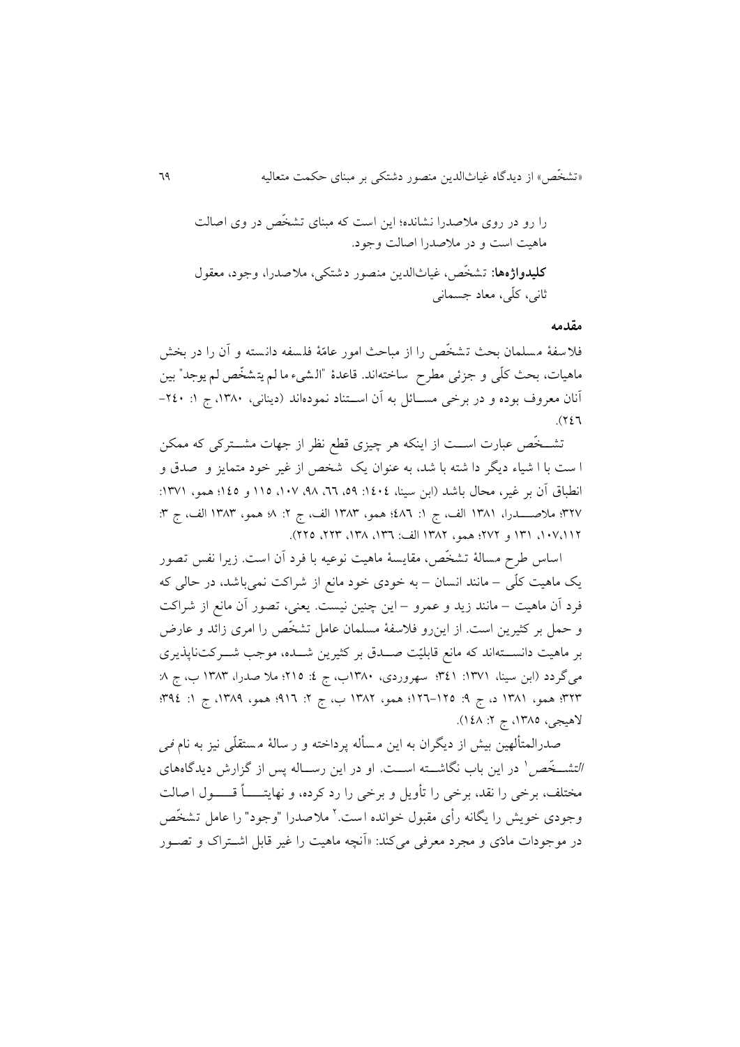را رو در روی ملاصدرا نشانده؛ این است که مبنای تشخّص در وی اصالت ماهیت است و در ملاصدرا اصالت وجود.

**کلیدواژه‌ها:** تشخّص، غیاث‌الدین منصور دشتکی، ملاصدرا، وجود، معقول ثانی، کلّی، معاد جسمانی

## مقدمه

فلاسفهٔ مسلمان بحث تشخّص را از مباحث امور عامّهٔ فلسفه دانسته و آن را در بخش ماهیات، بحث کلّی و جزئی مطرح ساخته‌اند. قاعدهٔ "الشیء ما لم یتشخّص لم یوجد" بین آنان معروف بوده و در برخی مسائل به آن استناد نموده‌اند (دینانی، ۱۳۸۰، ج ۱: ۲۴۰-۲۴۶).

تشخّص عبارت است از اینکه هر چیزی قطع نظر از جهات مشترکی که ممکن است با اشیاء دیگر داشته باشد، به عنوان یک شخص از غیر خود متمایز و صدق و انطباق آن بر غیر، محال باشد (ابن سینا، ۱۴۰۴: ۵۹، ۶۶، ۹۸، ۱۰۷، ۱۱۵ و ۱۴۵؛ همو، ۱۳۷۱: ۳۲۷؛ ملاصدرا، ۱۳۸۱ الف، ج ۱: ۴۸۶؛ همو، ۱۳۸۳ الف، ج ۲: ۸؛ همو، ۱۳۸۳ الف، ج ۳: ۱۰۷،۱۱۲، ۱۳۱ و ۲۷۲؛ همو، ۱۳۸۲ الف: ۱۳۶، ۱۳۸، ۲۲۳، ۲۲۵).

اساس طرح مسالهٔ تشخّص، مقایسهٔ ماهیت نوعیه با فرد آن است. زیرا نفس تصور یک ماهیت کلّی – مانند انسان – به خودی خود مانع از شراکت نمی‌باشد، در حالی که فرد آن ماهیت – مانند زید و عمرو – این چنین نیست. یعنی، تصور آن مانع از شراکت و حمل بر کثیرین است. از این‌رو فلاسفهٔ مسلمان عامل تشخّص را امری زائد و عارض بر ماهیت دانسته‌اند که مانع قابلیّت صدق بر کثیرین شده، موجب شرکت‌ناپذیری می‌گردد (ابن سینا، ۱۳۷۱: ۳۴۱؛ سهروردی، ۱۳۸۰ب، ج ۴: ۲۱۵؛ ملا صدرا، ۱۳۸۳ ب، ج ۸: ۳۲۳؛ همو، ۱۳۸۱ د، ج ۹: ۱۲۵-۱۲۶؛ همو، ۱۳۸۲ ب، ج ۲: ۹۱۶؛ همو، ۱۳۸۹، ج ۱: ۳۹۴؛ لاهیجی، ۱۳۸۵، ج ۲: ۱۴۸).

صدرالمتألهین بیش از دیگران به این مسأله پرداخته و رسالهٔ مستقلّی نیز به نام *فی التشخّص*[1] در این باب نگاشته است. او در این رساله پس از گزارش دیدگاه‌های مختلف، برخی را نقد، برخی را تأویل و برخی را رد کرده، و نهایتاً قول اصالت وجودی خویش را یگانه رأی مقبول خوانده است.[2] ملاصدرا "وجود" را عامل تشخّص در موجودات مادّی و مجرد معرفی می‌کند: «آنچه ماهیت را غیر قابل اشتراک و تصور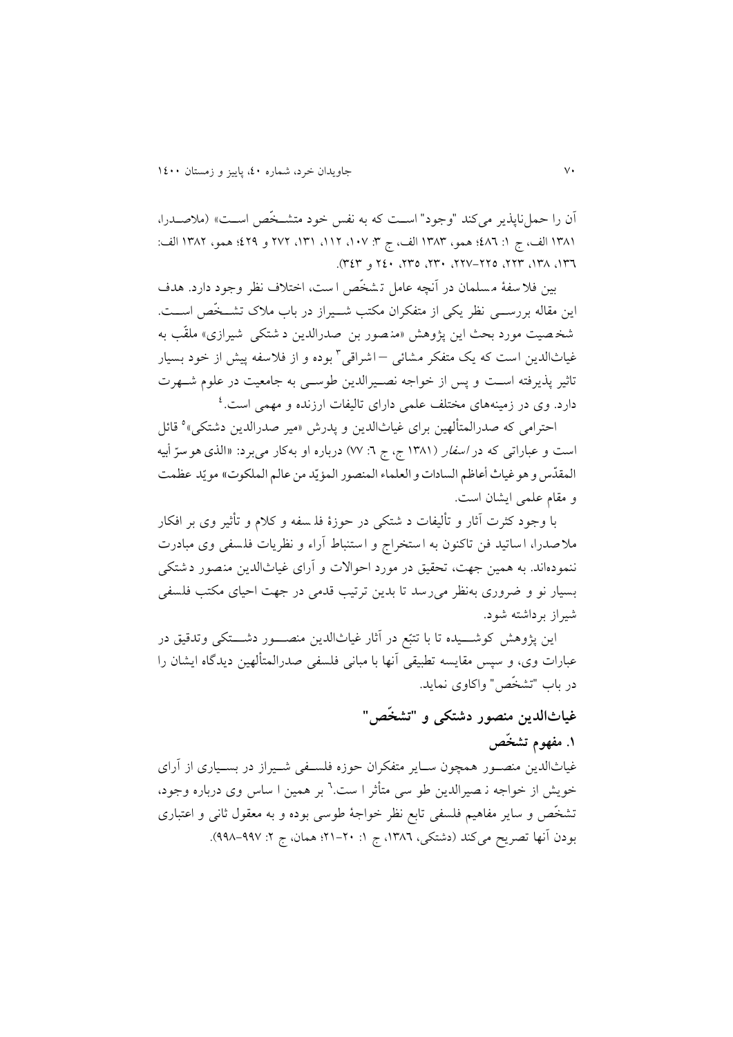آن را حمل‌ناپذیر می‌کند "وجود" است که به نفس خود متشخّص است» (ملاصدرا، ۱۳۸۱ الف، ج ۱: ٤٨٦؛ همو، ۱۳۸۳ الف، ج ۳: ۱۰۷، ۱۱۲، ۱۳۱، ۲۷۲ و ٤٢٩؛ همو، ۱۳۸۲ الف: ۱۳٦، ۱۳۸، ۲۲۳، ۲۲۵–۲۲۷، ۲۳۰، ۲۳۵، ۲٤۰ و ۳٤۳).

بین فلاسفهٔ مسلمان در آنچه عامل تشخّص است، اختلاف نظر وجود دارد. هدف این مقاله بررسی نظر یکی از متفکران مکتب شیراز در باب ملاک تشخّص است. شخصیت مورد بحث این پژوهش «منصور بن صدرالدین دشتکی شیرازی» ملقّب به غیاث‌الدین است که یک متفکر مشائی – اشراقی[3] بوده و از فلاسفه پیش از خود بسیار تاثیر پذیرفته است و پس از خواجه نصیرالدین طوسی به جامعیت در علوم شهرت دارد. وی در زمینه‌های مختلف علمی دارای تالیفات ارزنده و مهمی است.[4]

احترامی که صدرالمتألهین برای غیاث‌الدین و پدرش «میر صدرالدین دشتکی»[5] قائل است و عباراتی که در *اسفار* (۱۳۸۱ ج، ج ٦: ۷۷) درباره او به‌کار می‌برد: «الذی هو سرّ أبیه المقدّس و هو غیاث أعاظم السادات و العلماء المنصور المؤیّد من عالم الملکوت» موید عظمت و مقام علمی ایشان است.

با وجود کثرت آثار و تألیفات دشتکی در حوزهٔ فلسفه و کلام و تأثیر وی بر افکار ملاصدرا، اساتید فن تاکنون به استخراج و استنباط آراء و نظریات فلسفی وی مبادرت ننموده‌اند. به همین جهت، تحقیق در مورد احوالات و آرای غیاث‌الدین منصور دشتکی بسیار نو و ضروری به‌نظر می‌رسد تا بدین ترتیب قدمی در جهت احیای مکتب فلسفی شیراز برداشته شود.

این پژوهش کوشیده تا با تتبّع در آثار غیاث‌الدین منصور دشتکی وتدقیق در عبارات وی، و سپس مقایسه تطبیقی آنها با مبانی فلسفی صدرالمتألهین دیدگاه ایشان را در باب "تشخّص" واکاوی نماید.

## غیاث‌الدین منصور دشتکی و "تشخّص"

### ۱. مفهوم تشخّص

غیاث‌الدین منصور همچون سایر متفکران حوزه فلسفی شیراز در بسیاری از آرای خویش از خواجه نصیرالدین طوسی متأثر است.[6] بر همین اساس وی درباره وجود، تشخّص و سایر مفاهیم فلسفی تابع نظر خواجهٔ طوسی بوده و به معقول ثانی و اعتباری بودن آنها تصریح می‌کند (دشتکی، ۱۳۸٦، ج ۱: ۲۰–۲۱؛ همان، ج ۲: ۹۹۷–۹۹۸).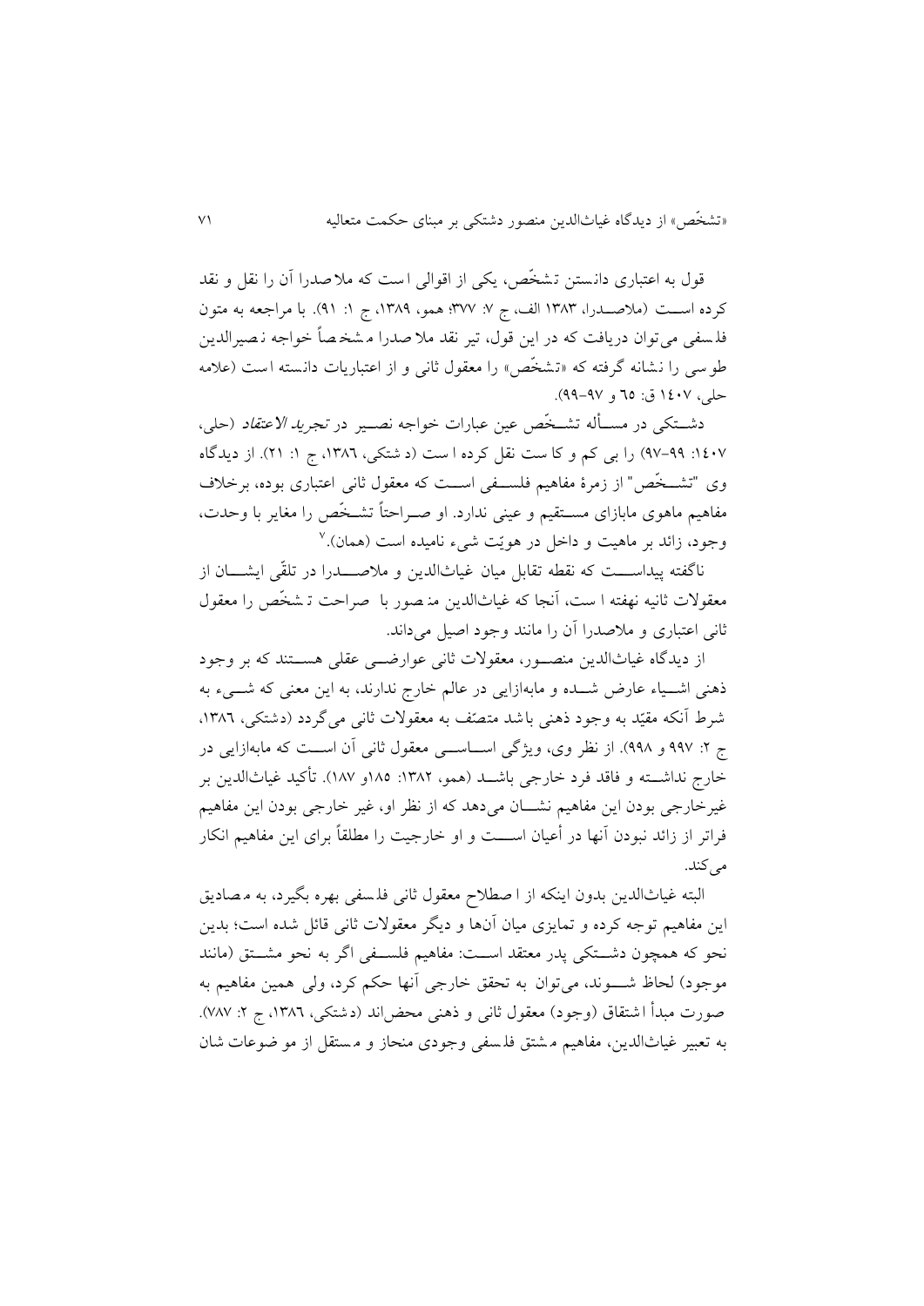قول به اعتباری دانستن تشخّص، یکی از اقوالی است که ملاصدرا آن را نقل و نقد کرده است (ملاصدرا، ۱۳۸۳ الف، ج ۷: ۳۷۷؛ همو، ۱۳۸۹، ج ۱: ۹۱). با مراجعه به متون فلسفی می‌توان دریافت که در این قول، تیر نقد ملاصدرا مشخصاً خواجه نصیرالدین طوسی را نشانه گرفته که «تشخّص» را معقول ثانی و از اعتباریات دانسته است (علامه حلی، ۱٤۰۷ ق: ٦٥ و ۹۷-۹۹).

دشتکی در مسأله تشخّص عین عبارات خواجه نصیر در *تجرید الاعتقاد* (حلی، ۱٤۰۷: ۹۹-۹۷) را بی کم و کاست نقل کرده است (دشتکی، ۱۳۸٦، ج ۱: ۲۱). از دیدگاه وی "تشخّص" از زمرۀ مفاهیم فلسفی است که معقول ثانی اعتباری بوده، برخلاف مفاهیم ماهوی مابازای مستقیم و عینی ندارد. او صراحتاً تشخّص را مغایر با وحدت، وجود، زائد بر ماهیت و داخل در هویّت شیء نامیده است (همان).[۷]

ناگفته پیداست که نقطه تقابل میان غیاث‌الدین و ملاصدرا در تلقّی ایشان از معقولات ثانیه نهفته است، آنجا که غیاث‌الدین منصور با صراحت تشخّص را معقول ثانی اعتباری و ملاصدرا آن را مانند وجود اصیل می‌داند.

از دیدگاه غیاث‌الدین منصور، معقولات ثانی عوارضی عقلی هستند که بر وجود ذهنی اشیاء عارض شده و مابه‌ازایی در عالم خارج ندارند، به این معنی که شیء به شرط آنکه مقیّد به وجود ذهنی باشد متصّف به معقولات ثانی می‌گردد (دشتکی، ۱۳۸٦، ج ۲: ۹۹۷ و ۹۹۸). از نظر وی، ویژگی اساسی معقول ثانی آن است که مابه‌ازایی در خارج نداشته و فاقد فرد خارجی باشد (همو، ۱۳۸۲: ۱۸۵و ۱۸۷). تأکید غیاث‌الدین بر غیرخارجی بودن این مفاهیم نشان می‌دهد که از نظر او، غیر خارجی بودن این مفاهیم فراتر از زائد نبودن آنها در أعیان است و او خارجیت را مطلقاً برای این مفاهیم انکار می‌کند.

البته غیاث‌الدین بدون اینکه از اصطلاح معقول ثانی فلسفی بهره بگیرد، به مصادیق این مفاهیم توجه کرده و تمایزی میان آنها و دیگر معقولات ثانی قائل شده است؛ بدین نحو که همچون دشتکی پدر معتقد است: مفاهیم فلسفی اگر به نحو مشتق (مانند موجود) لحاظ شوند، می‌توان به تحقق خارجی آنها حکم کرد، ولی همین مفاهیم به صورت مبدأ اشتقاق (وجود) معقول ثانی و ذهنی محض‌اند (دشتکی، ۱۳۸٦، ج ۲: ۷۸۷). به تعبیر غیاث‌الدین، مفاهیم مشتق فلسفی وجودی منحاز و مستقل از موضوعات شان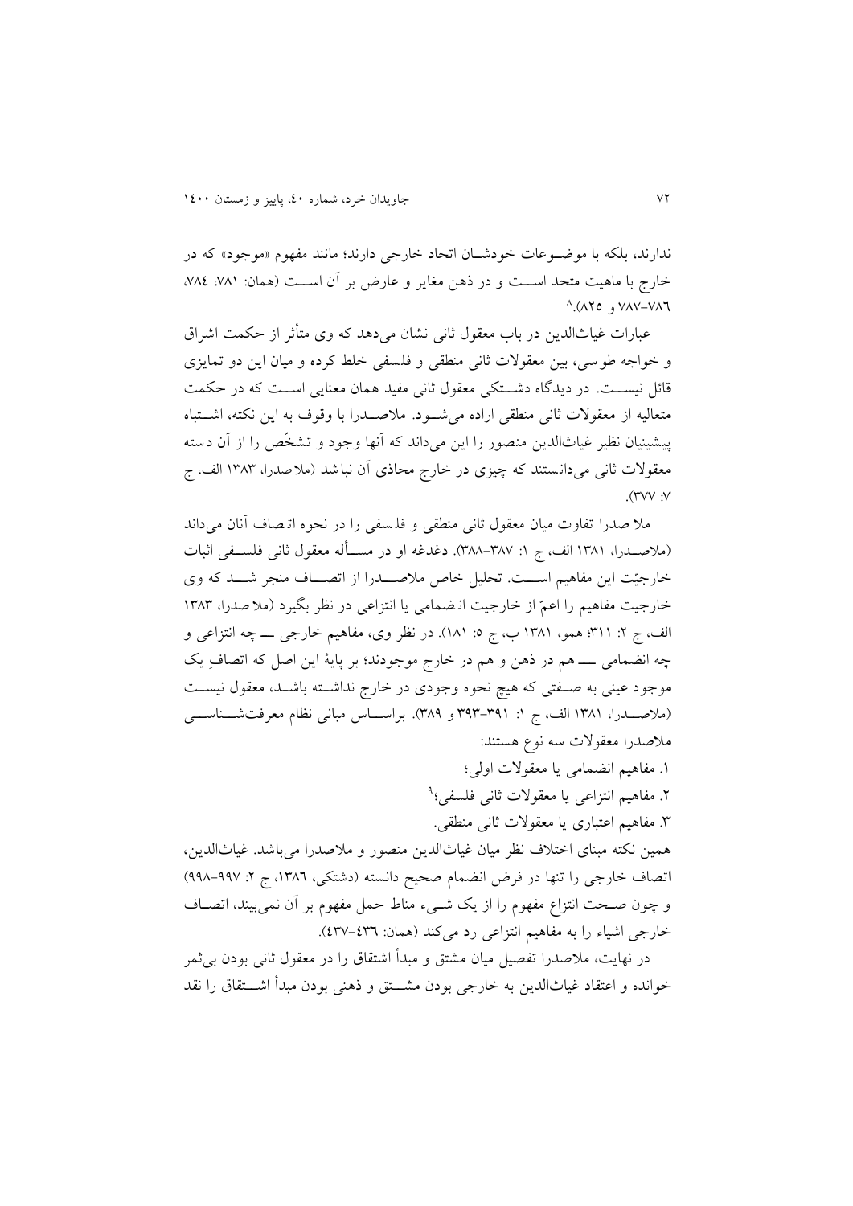ندارند، بلکه با موضـوعات خودشـان اتحاد خارجی دارند؛ مانند مفهوم «موجود» که در خارج با ماهیت متحد اسـت و در ذهن مغایر و عارض بر آن اسـت (همان: ۷۸۱، ۷۸٤، ۷۸٦–۷۸۷ و ۸۲۵).[8]

عبارات غیاث‌الدین در باب معقول ثانی نشان می‌دهد که وی متأثر از حکمت اشراق و خواجه طوسی، بین معقولات ثانی منطقی و فلسفی خلط کرده و میان این دو تمایزی قائل نیسـت. در دیدگاه دشـتکی معقول ثانی مفید همان معنایی اسـت که در حکمت متعالیه از معقولات ثانی منطقی اراده می‌شـود. ملاصـدرا با وقوف به این نکته، اشـتباه پیشینیان نظیر غیاث‌الدین منصور را این می‌داند که آنها وجود و تشخّص را از آن دسته معقولات ثانی می‌دانستند که چیزی در خارج محاذی آن نباشد (ملاصدرا، ۱۳۸۳ الف، ج ۷: ۳۷۷).

ملا صدرا تفاوت میان معقول ثانی منطقی و فلسفی را در نحوه اتصاف آنان می‌داند (ملاصـدرا، ۱۳۸۱ الف، ج ۱: ۳۸۷–۳۸۸). دغدغه او در مسـأله معقول ثانی فلسـفی اثبات خارجیّت این مفاهیم اسـت. تحلیل خاص ملاصـدرا از اتصـاف منجر شـد که وی خارجیت مفاهیم را اعمّ از خارجیت انضمامی یا انتزاعی در نظر بگیرد (ملا صدرا، ۱۳۸۳ الف، ج ۲: ۳۱۱؛ همو، ۱۳۸۱ ب، ج ۵: ۱۸۱). در نظر وی، مفاهیم خارجی ـــ چه انتزاعی و چه انضمامی ـــ هم در ذهن و هم در خارج موجودند؛ بر پایهٔ این اصل که اتصافِ یک موجود عینی به صـفتی که هیچ نحوه وجودی در خارج نداشـته باشـد، معقول نیسـت (ملاصـدرا، ۱۳۸۱ الف، ج ۱: ۳۹۱–۳۹۳ و ۳۸۹). براسـاس مبانی نظام معرفت‌شـناسـی ملاصدرا معقولات سه نوع هستند:

۱. مفاهیم انضمامی یا معقولات اولی؛

۲. مفاهیم انتزاعی یا معقولات ثانی فلسفی؛[9]

۳. مفاهیم اعتباری یا معقولات ثانی منطقی.

همین نکته مبنای اختلاف نظر میان غیاث‌الدین منصور و ملاصدرا می‌باشد. غیاث‌الدین، اتصاف خارجی را تنها در فرض انضمام صحیح دانسته (دشتکی، ۱۳۸٦، ج ۲: ۹۹۷–۹۹۸) و چون صـحت انتزاع مفهوم را از یک شـیء مناط حمل مفهوم بر آن نمی‌بیند، اتصـاف خارجی اشیاء را به مفاهیم انتزاعی رد می‌کند (همان: ٤۳٦–٤۳۷).

در نهایت، ملاصدرا تفصیل میان مشتق و مبدأ اشتقاق را در معقول ثانی بودن بی‌ثمر خوانده و اعتقاد غیاث‌الدین به خارجی بودن مشـتق و ذهنی بودن مبدأ اشـتقاق را نقد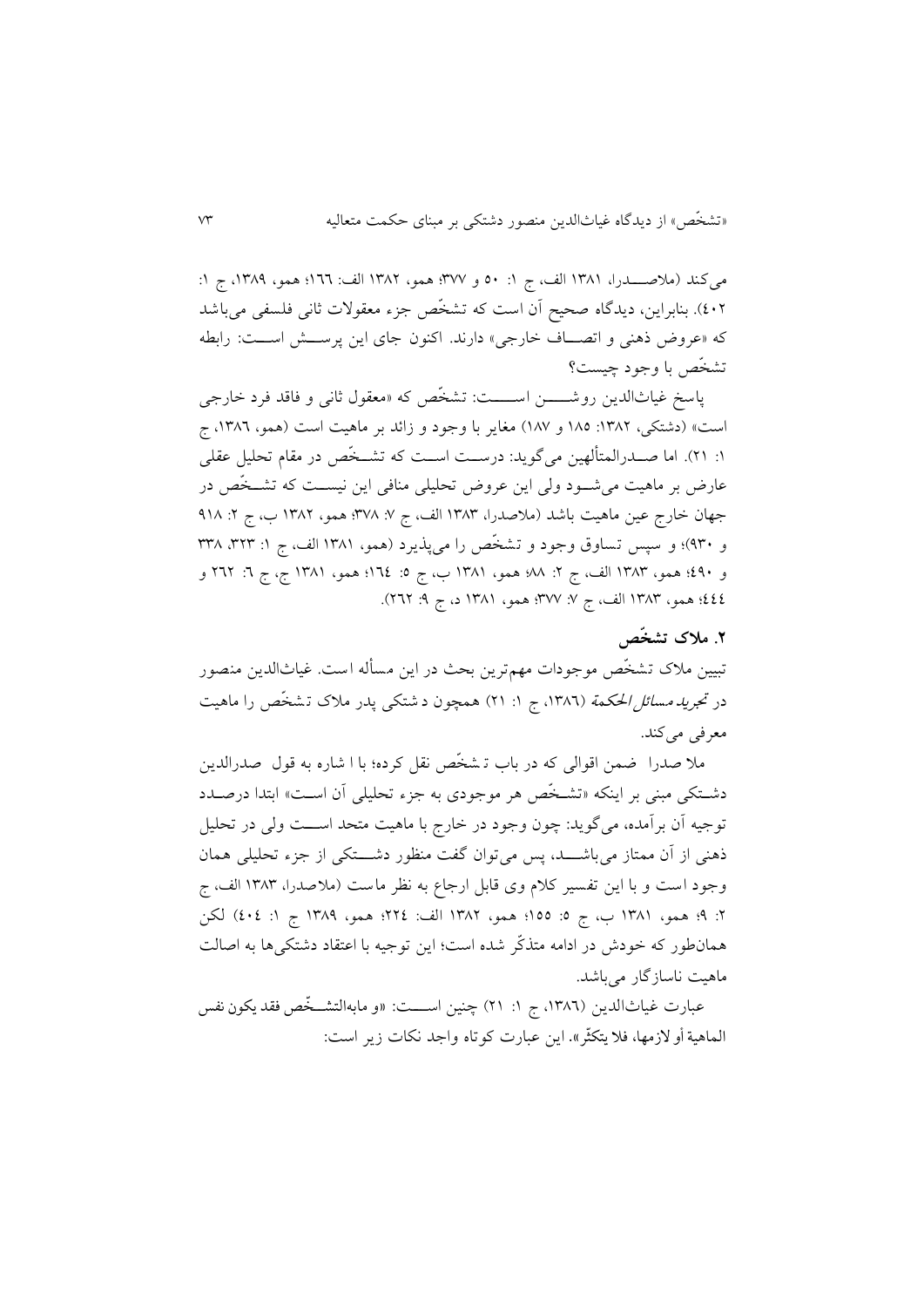می‌کند (ملاصدرا، ۱۳۸۱ الف، ج ۱: ۵۰ و ۳۷۷؛ همو، ۱۳۸۲ الف: ۱٦٦؛ همو، ۱۳۸۹، ج ۱: ٤۰۲). بنابراین، دیدگاه صحیح آن است که تشخّص جزء معقولات ثانی فلسفی می‌باشد که «عروض ذهنی و اتصاف خارجی» دارند. اکنون جای این پرسش است: رابطه تشخّص با وجود چیست؟

پاسخ غیاث‌الدین روشن است: تشخّص که «معقول ثانی و فاقد فرد خارجی است» (دشتکی، ۱۳۸۲: ۱۸۵ و ۱۸۷) مغایر با وجود و زائد بر ماهیت است (همو، ۱۳۸٦، ج ۱: ۲۱). اما صدرالمتألهین می‌گوید: درست است که تشخّص در مقام تحلیل عقلی عارض بر ماهیت می‌شود ولی این عروض تحلیلی منافی این نیست که تشخّص در جهان خارج عین ماهیت باشد (ملاصدرا، ۱۳۸۳ الف، ج ۷: ۳۷۸؛ همو، ۱۳۸۲ ب، ج ۲: ۹۱۸ و ۹۳۰)؛ و سپس تساوق وجود و تشخّص را می‌پذیرد (همو، ۱۳۸۱ الف، ج ۱: ۳۲۳، ۳۳۸ و ٤۹۰؛ همو، ۱۳۸۳ الف، ج ۲: ۸۸؛ همو، ۱۳۸۱ ب، ج ۵: ۱٦٤؛ همو، ۱۳۸۱ ج، ج ٦: ۲٦۲ و ٤٤٤؛ همو، ۱۳۸۳ الف، ج ۷: ۳۷۷؛ همو، ۱۳۸۱ د، ج ۹: ۲٦۲).

## ۲. ملاک تشخّص

تبیین ملاک تشخّص موجودات مهم‌ترین بحث در این مسأله است. غیاث‌الدین منصور در *تجرید مسائل الحکمة* (۱۳۸٦، ج ۱: ۲۱) همچون دشتکی پدر ملاک تشخّص را ماهیت معرفی می‌کند.

ملا صدرا ضمن اقوالی که در باب تشخّص نقل کرده؛ با اشاره به قول صدرالدین دشتکی مبنی بر اینکه «تشخّص هر موجودی به جزء تحلیلی آن است» ابتدا درصدد توجیه آن برآمده، می‌گوید: چون وجود در خارج با ماهیت متحد است ولی در تحلیل ذهنی از آن ممتاز می‌باشد، پس می‌توان گفت منظور دشتکی از جزء تحلیلی همان وجود است و با این تفسیر کلام وی قابل ارجاع به نظر ماست (ملاصدرا، ۱۳۸۳ الف، ج ۲: ۹؛ همو، ۱۳۸۱ ب، ج ۵: ۱۵۵؛ همو، ۱۳۸۲ الف: ۲۲٤؛ همو، ۱۳۸۹ ج ۱: ٤۰٤) لکن همان‌طور که خودش در ادامه متذکّر شده است؛ این توجیه با اعتقاد دشتکی‌ها به اصالت ماهیت ناسازگار می‌باشد.

عبارت غیاث‌الدین (۱۳۸٦، ج ۱: ۲۱) چنین است: «و مابه‌التشخّص فقد یکون نفس الماهیة أو لازمها، فلا یتکثّر». این عبارت کوتاه واجد نکات زیر است: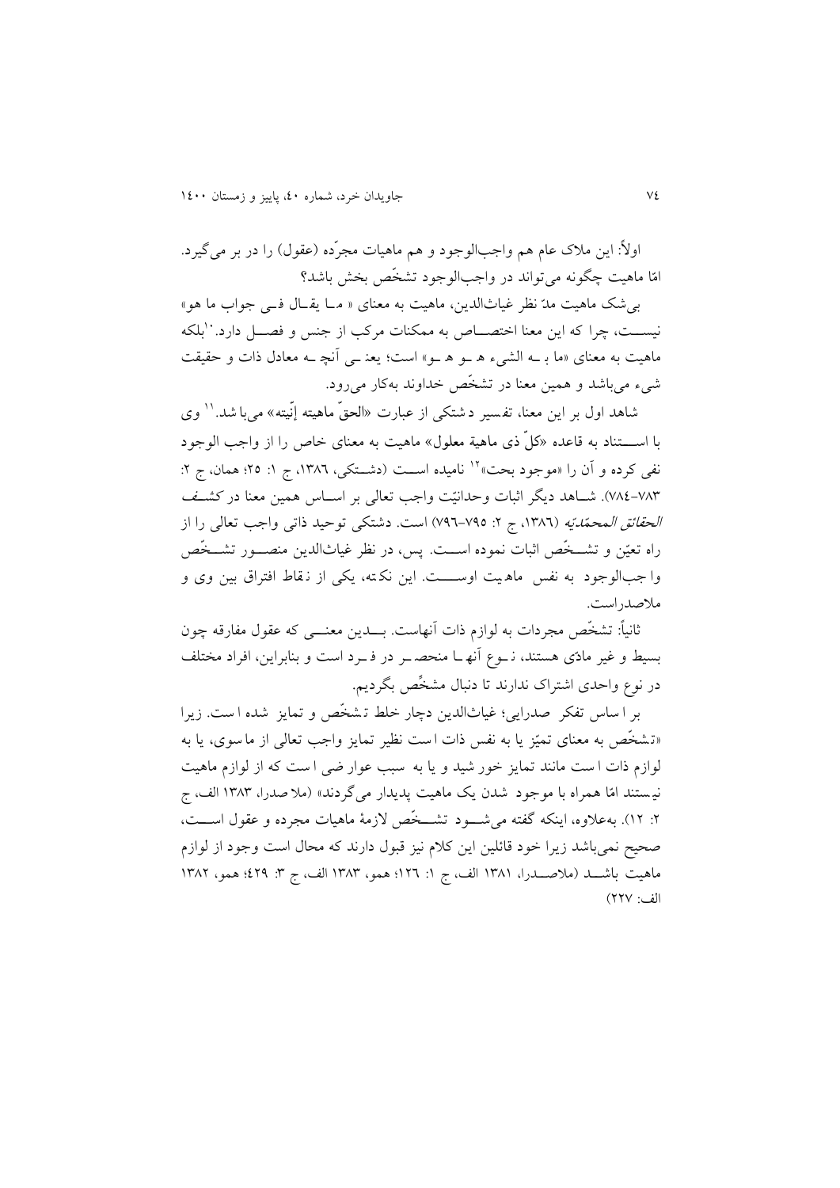اولاً: این ملاک عام هم واجب‌الوجود و هم ماهیات مجرّده (عقول) را در بر می‌گیرد. امّا ماهیت چگونه می‌تواند در واجب‌الوجود تشخّص بخش باشد؟

بی‌شک ماهیت مدّ نظر غیاث‌الدین، ماهیت به معنای «ما یقال فی جواب ما هو» نیست، چرا که این معنا اختصاص به ممکنات مرکب از جنس و فصل دارد.[10] بلکه ماهیت به معنای «ما به الشیء هو هو» است؛ یعنی آنچه معادل ذات و حقیقت شیء می‌باشد و همین معنا در تشخّص خداوند به‌کار می‌رود.

شاهد اول بر این معنا، تفسیر دشتکی از عبارت «الحقّ ماهیته إنّیته» می‌باشد.[11] وی با استناد به قاعده «کلّ ذی ماهیة معلول» ماهیت به معنای خاص را از واجب الوجود نفی کرده و آن را «موجود بحت»[12] نامیده است (دشتکی، ۱۳۸٦، ج ۱: ۲۵؛ همان، ج ۲: ۷۸۳-۷۸٤). شاهد دیگر اثبات وحدانیّت واجب تعالی بر اساس همین معنا در *کشف الحقائق المحمّدیه* (۱۳۸٦، ج ۲: ۷۹۵-۷۹٦) است. دشتکی توحید ذاتی واجب تعالی را از راه تعیّن و تشخّص اثبات نموده است. پس، در نظر غیاث‌الدین منصور تشخّص واجب‌الوجود به نفس ماهیت اوست. این نکته، یکی از نقاط افتراق بین وی و ملاصدراست.

ثانیاً: تشخّص مجردات به لوازم ذات آنهاست. بدین معنی که عقول مفارقه چون بسیط و غیر مادّی هستند، نوع آنها منحصر در فرد است و بنابراین، افراد مختلف در نوع واحدی اشتراک ندارند تا دنبال مشخِّص بگردیم.

بر اساس تفکر صدرایی؛ غیاث‌الدین دچار خلط تشخّص و تمایز شده است. زیرا «تشخّص به معنای تمیّز یا به نفس ذات است نظیر تمایز واجب تعالی از ما سوی، یا به لوازم ذات است مانند تمایز خورشید و یا به سبب عوارضی است که از لوازم ماهیت نیستند امّا همراه با موجود شدن یک ماهیت پدیدار می‌گردند» (ملاصدرا، ۱۳۸۳ الف، ج ۲: ۱۲). به‌علاوه، اینکه گفته می‌شود تشخّص لازمهٔ ماهیات مجرده و عقول است، صحیح نمی‌باشد زیرا خود قائلین این کلام نیز قبول دارند که محال است وجود از لوازم ماهیت باشد (ملاصدرا، ۱۳۸۱ الف، ج ۱: ۱۲٦؛ همو، ۱۳۸۳ الف، ج ۳: ٤۲۹؛ همو، ۱۳۸۲ الف: ۲۲۷)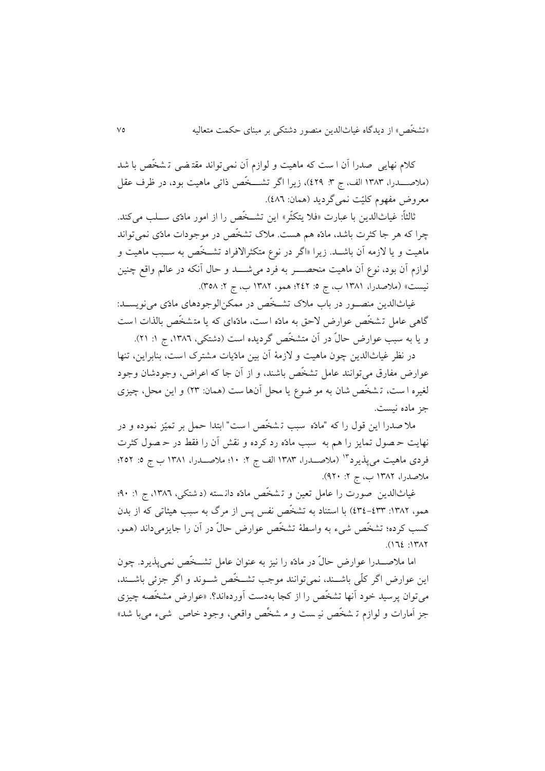کلام نهایی صدرا آن است که ماهیت و لوازم آن نمی‌تواند مقتضی تشخّص باشد (ملاصدرا، ۱۳۸۳ الف، ج ۳: ۴۲۹)، زیرا اگر تشخّص ذاتی ماهیت بود، در ظرف عقل معروض مفهوم کلیّت نمی‌گردید (همان: ۴۸۶).

ثالثاً: غیاث‌الدین با عبارت «فلا یتکثّر» این تشخّص را از امور مادّی سلب می‌کند. چرا که هر جا کثرت باشد، مادّه هم هست. ملاک تشخّص در موجودات مادّی نمی‌تواند ماهیت و یا لازمه آن باشد. زیرا «اگر در نوع متکثرالافراد تشخّص به سبب ماهیت و لوازم آن بود، نوع آن ماهیت منحصر به فرد می‌شد و حال آنکه در عالم واقع چنین نیست» (ملاصدرا، ۱۳۸۱ ب، ج ۵: ۲۴۲؛ همو، ۱۳۸۲ ب، ج ۲: ۳۵۸).

غیاث‌الدین منصور در باب ملاک تشخّص در ممکن‌الوجودهای مادّی می‌نویسد: گاهی عامل تشخّص عوارض لاحق به مادّه است، مادّه‌ای که یا متشخّص بالذات است و یا به سبب عوارض حالّ در آن متشخّص گردیده است (دشتکی، ۱۳۸۶، ج ۱: ۲۱).

در نظر غیاث‌الدین چون ماهیت و لازمهٔ آن بین مادّیات مشترک است، بنابراین، تنها عوارض مفارق می‌توانند عامل تشخّص باشند، و از آن جا که اعراض، وجودشان وجود لغیره است، تشخّص شان به موضوع یا محل آن‌هاست (همان: ۲۳) و این محل، چیزی جز ماده نیست.

ملاصدرا این قول را که "مادّه سبب تشخّص است" ابتدا حمل بر تمیّز نموده و در نهایت حصول تمایز را هم به سبب مادّه رد کرده و نقش آن را فقط در حصول کثرت فردی ماهیت می‌پذیرد[13] (ملاصدرا، ۱۳۸۳ الف ج ۲: ۱۰؛ ملاصدرا، ۱۳۸۱ ب ج ۵: ۲۵۲؛ ملاصدرا، ۱۳۸۲ ب، ج ۲: ۹۲۰).

غیاث‌الدین صورت را عامل تعین و تشخّص مادّه دانسته (دشتکی، ۱۳۸۶، ج ۱: ۹۰؛ همو، ۱۳۸۲: ۴۳۳-۴۳۴) با استناد به تشخّص نفس پس از مرگ به سبب هیئاتی که از بدن کسب کرده؛ تشخّص شیء به واسطهٔ تشخّص عوارض حالّ در آن را جایزمی‌داند (همو، ۱۳۸۲: ۱۶۴).

اما ملاصدرا عوارض حالّ در مادّه را نیز به عنوان عامل تشخّص نمی‌پذیرد. چون این عوارض اگر کلّی باشند، نمی‌توانند موجب تشخّص شوند و اگر جزئی باشند، می‌توان پرسید خود آنها تشخّص را از کجا به‌دست آورده‌اند؟. «عوارض مشخّصه چیزی جز اَمارات و لوازم تشخّص نیست و مشخِّص واقعی، وجود خاص شیء می‌باشد»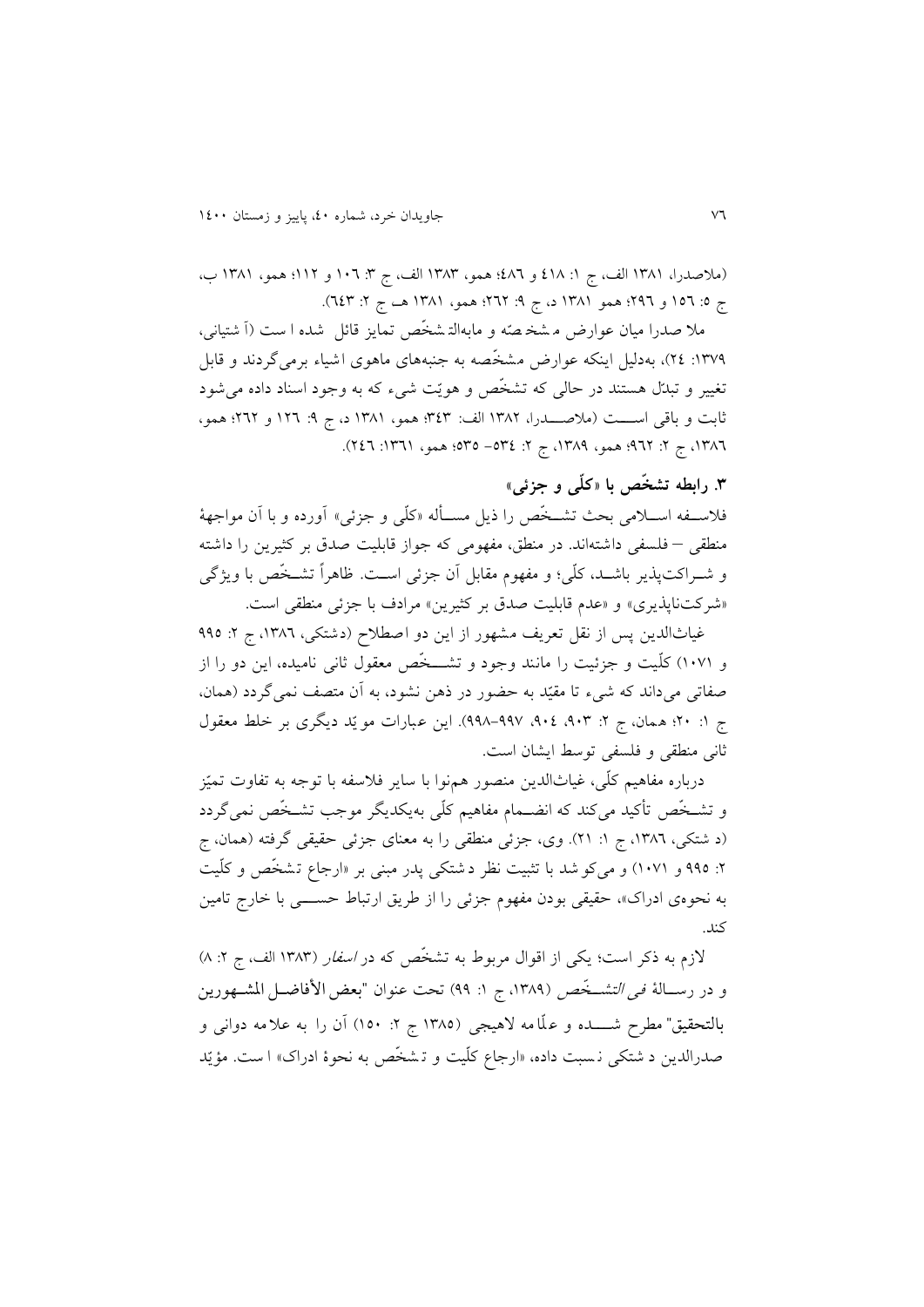(ملاصدرا، ۱۳۸۱ الف، ج ۱: ٤١٨ و ٤٨٦؛ همو، ۱۳۸۳ الف، ج ۳: ۱۰٦ و ۱۱۲؛ همو، ۱۳۸۱ ب، ج ٥: ١٥٦ و ٢٩٦؛ همو ۱۳۸۱ د، ج ۹: ٢٦٢؛ همو، ۱۳۸۱ هـ ج ۲: ٦٤٣).

ملا صدرا میان عوارض مشخصه و مابه‌التشخّص تمایز قائل شده است (آشتیانی، ۱۳۷۹: ٢٤)، به‌دلیل اینکه عوارض مشخّصه به جنبه‌های ماهوی اشیاء برمی‌گردند و قابل تغییر و تبدّل هستند در حالی که تشخّص و هویّت شیء که به وجود اسناد داده می‌شود ثابت و باقی است (ملاصدرا، ۱۳۸۲ الف: ٣٤٣؛ همو، ۱۳۸۱ د، ج ۹: ١٢٦ و ٢٦٢؛ همو، ۱۳۸٦، ج ۲: ٩٦٢؛ همو، ۱۳۸۹، ج ۲: ٥٣٤- ٥٣٥؛ همو، ۱۳٦۱: ٢٤٦).

## ۳. رابطه تشخّص با «کلّی و جزئی»

فلاسفه اسلامی بحث تشخّص را ذیل مسأله «کلّی و جزئی» آورده و با آن مواجههٔ منطقی – فلسفی داشته‌اند. در منطق، مفهومی که جواز قابلیت صدق بر کثیرین را داشته و شراکت‌پذیر باشد، کلّی؛ و مفهوم مقابل آن جزئی است. ظاهراً تشخّص با ویژگی «شرکت‌ناپذیری» و «عدم قابلیت صدق بر کثیرین» مرادف با جزئی منطقی است.

غیاث‌الدین پس از نقل تعریف مشهور از این دو اصطلاح (دشتکی، ۱۳۸٦، ج ۲: ٩٩٥ و ۱۰۷۱) کلّیت و جزئیت را مانند وجود و تشخّص معقول ثانی نامیده، این دو را از صفاتی می‌داند که شیء تا مقیّد به حضور در ذهن نشود، به آن متصف نمی‌گردد (همان، ج ۱: ٢٠؛ همان، ج ۲: ٩٠٣، ٩٠٤، ٩٩٧-٩٩٨). این عبارات مویّد دیگری بر خلط معقول ثانی منطقی و فلسفی توسط ایشان است.

درباره مفاهیم کلّی، غیاث‌الدین منصور هم‌نوا با سایر فلاسفه با توجه به تفاوت تمیّز و تشخّص تأکید می‌کند که انضمام مفاهیم کلّی به‌یکدیگر موجب تشخّص نمی‌گردد (دشتکی، ۱۳۸٦، ج ۱: ٢١). وی، جزئی منطقی را به معنای جزئی حقیقی گرفته (همان، ج ۲: ٩٩٥ و ۱۰۷۱) و می‌کوشد با تثبیت نظر دشتکی پدر مبنی بر «ارجاع تشخّص و کلّیت به نحوهٔ ادراک»، حقیقی بودن مفهوم جزئی را از طریق ارتباط حسی با خارج تامین کند.

لازم به ذکر است؛ یکی از اقوال مربوط به تشخّص که در *اسفار* (۱۳۸۳ الف، ج ۲: ۸) و در رسالهٔ *فی التشخّص* (۱۳۸۹، ج ۱: ٩٩) تحت عنوان "بعض الأفاضل المشهورین بالتحقیق" مطرح شده و علّامه لاهیجی (۱۳۸٥ ج ۲: ١٥٠) آن را به علامه دوانی و صدرالدین دشتکی نسبت داده، «ارجاع کلّیت و تشخّص به نحوهٔ ادراک» است. مؤیّد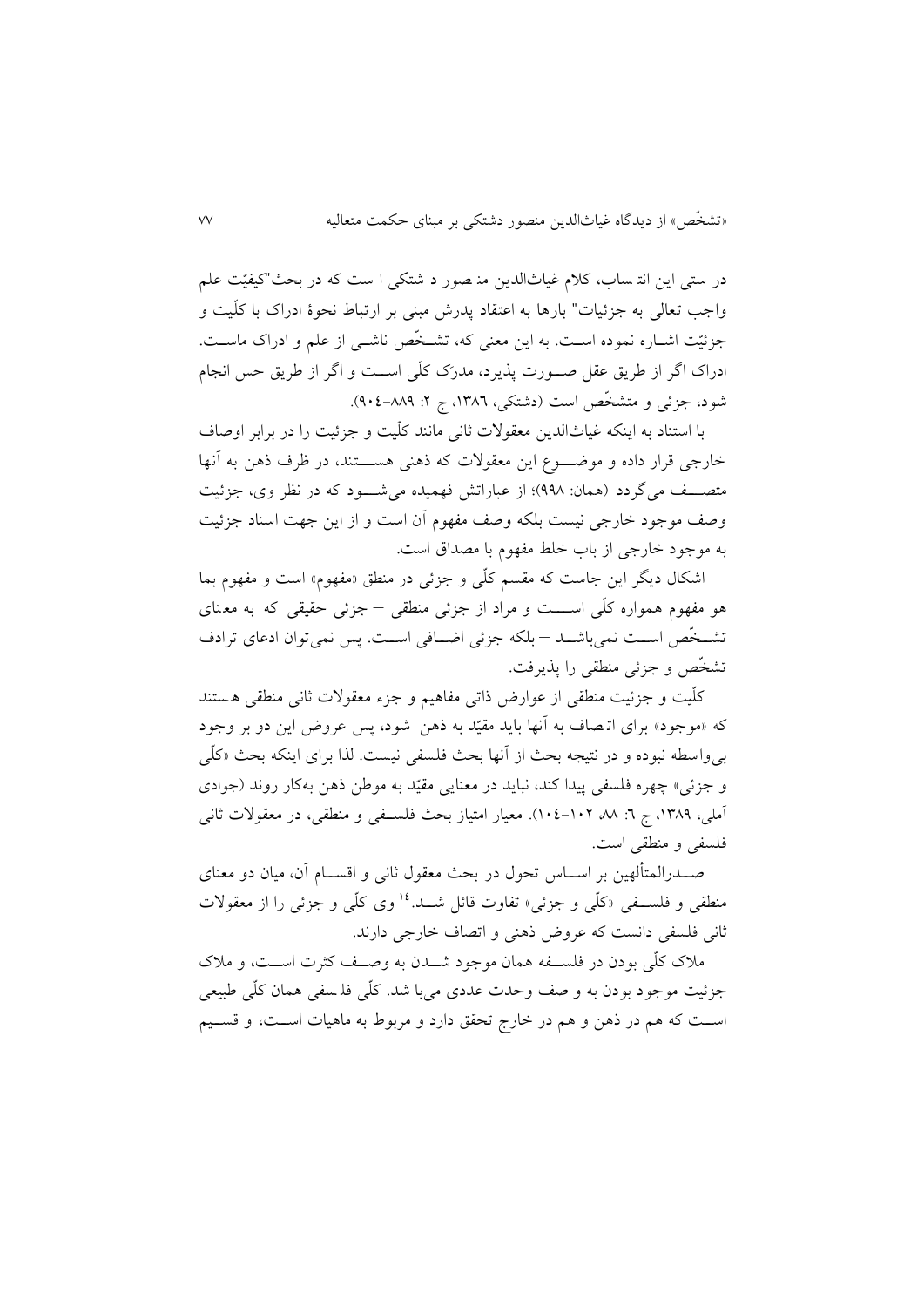در ستی این انتساب، کلام غیاث‌الدین منصور دشتکی است که در بحث "کیفیّت علم واجب تعالی به جزئیات" بارها به اعتقاد پدرش مبنی بر ارتباط نحوهٔ ادراک با کلّیت و جزئیّت اشاره نموده است. به این معنی که، تشخّص ناشی از علم و ادراک ماست. ادراک اگر از طریق عقل صورت پذیرد، مدرَک کلّی است و اگر از طریق حس انجام شود، جزئی و متشخّص است (دشتکی، ۱۳۸۶، ج ۲: ۸۸۹–۹۰۴).

با استناد به اینکه غیاث‌الدین معقولات ثانی مانند کلّیت و جزئیت را در برابر اوصاف خارجی قرار داده و موضوع این معقولات که ذهنی هستند، در ظرف ذهن به آنها متصف می‌گردد (همان: ۹۹۸)؛ از عباراتش فهمیده می‌شود که در نظر وی، جزئیت وصف موجود خارجی نیست بلکه وصف مفهوم آن است و از این جهت اسناد جزئیت به موجود خارجی از باب خلط مفهوم با مصداق است.

اشکال دیگر این جاست که مقسم کلّی و جزئی در منطق «مفهوم» است و مفهوم بما هو مفهوم همواره کلّی است و مراد از جزئی منطقی – جزئی حقیقی که به معنای تشخّص است نمی‌باشد – بلکه جزئی اضافی است. پس نمی‌توان ادعای ترادف تشخّص و جزئی منطقی را پذیرفت.

کلّیت و جزئیت منطقی از عوارض ذاتی مفاهیم و جزء معقولات ثانی منطقی هستند که «موجود» برای اتصاف به آنها باید مقیّد به ذهن شود، پس عروض این دو بر وجود بی‌واسطه نبوده و در نتیجه بحث از آنها بحث فلسفی نیست. لذا برای اینکه بحث «کلّی و جزئی» چهره فلسفی پیدا کند، نباید در معنایی مقیّد به موطن ذهن به‌کار روند (جوادی آملی، ۱۳۸۹، ج ۶: ۸۸، ۱۰۲–۱۰۴). معیار امتیاز بحث فلسفی و منطقی، در معقولات ثانی فلسفی و منطقی است.

صدرالمتألهین بر اساس تحول در بحث معقول ثانی و اقسام آن، میان دو معنای منطقی و فلسفی «کلّی و جزئی» تفاوت قائل شد.[14] وی کلّی و جزئی را از معقولات ثانی فلسفی دانست که عروض ذهنی و اتصاف خارجی دارند.

ملاک کلّی بودن در فلسفه همان موجود شدن به وصف کثرت است، و ملاک جزئیت موجود بودن به وصف وحدت عددی می‌باشد. کلّی فلسفی همان کلّی طبیعی است که هم در ذهن و هم در خارج تحقق دارد و مربوط به ماهیات است، و قسیم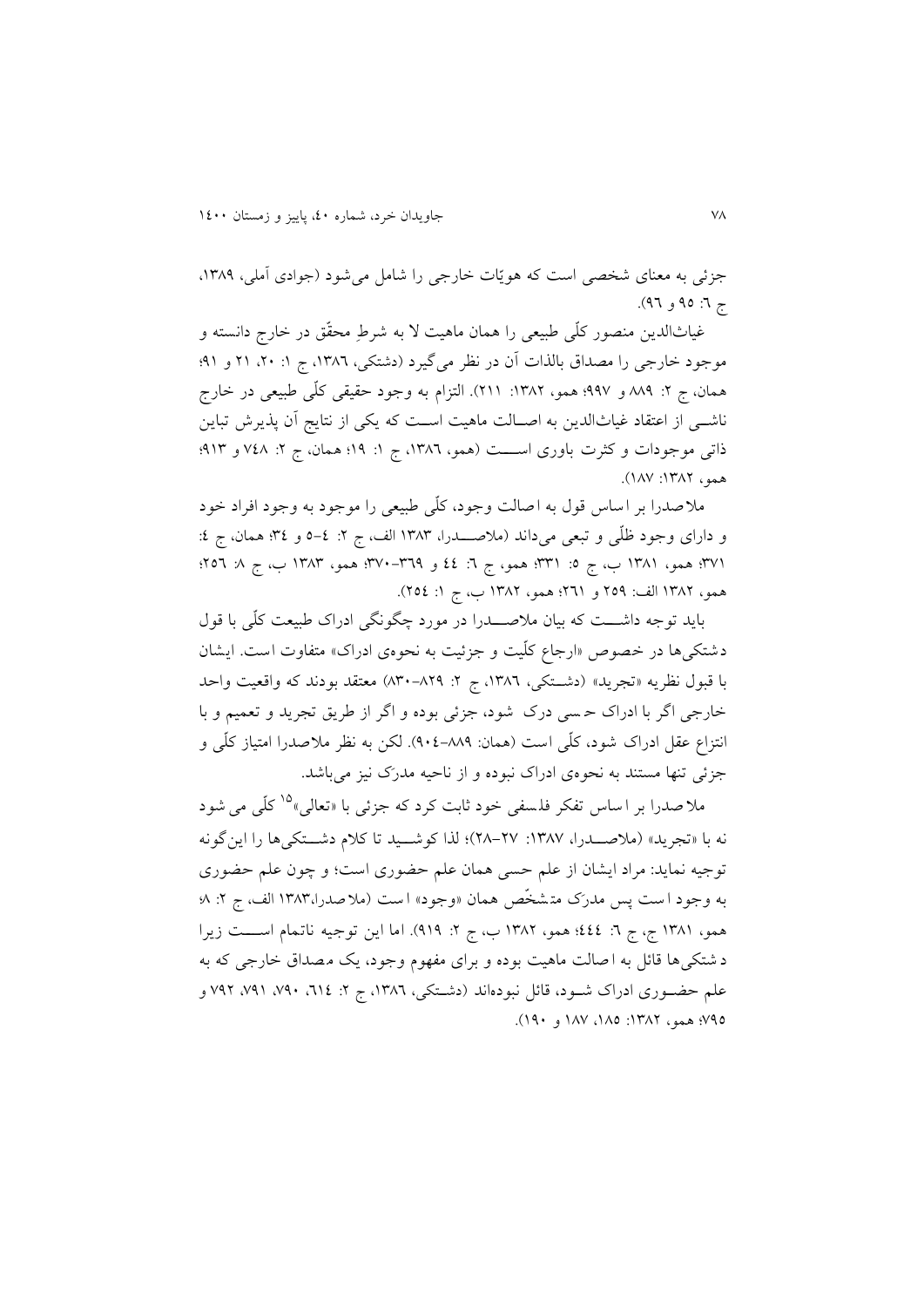جزئی به معنای شخصی است که هویّات خارجی را شامل می‌شود (جوادی آملی، ۱۳۸۹، ج ۶: ۹۵ و ۹۶).

غیاث‌الدین منصور کلّی طبیعی را همان ماهیت لا به شرطِ محقّق در خارج دانسته و موجود خارجی را مصداق بالذات آن در نظر می‌گیرد (دشتکی، ۱۳۸۶، ج ۱: ۲۰، ۲۱ و ۹۱؛ همان، ج ۲: ۸۸۹ و ۹۹۷؛ همو، ۱۳۸۲: ۲۱۱). التزام به وجود حقیقی کلّی طبیعی در خارج ناشی از اعتقاد غیاث‌الدین به اصالت ماهیت است که یکی از نتایج آن پذیرش تباین ذاتی موجودات و کثرت باوری است (همو، ۱۳۸۶، ج ۱: ۱۹؛ همان، ج ۲: ۷۴۸ و ۹۱۳؛ همو، ۱۳۸۲: ۱۸۷).

ملاصدرا بر اساس قول به اصالت وجود، کلّی طبیعی را موجود به وجود افراد خود و دارای وجود ظلّی و تبعی می‌داند (ملاصدرا، ۱۳۸۳ الف، ج ۲: ٤-۵ و ۳٤؛ همان، ج ٤: ۳۷۱؛ همو، ۱۳۸۱ ب، ج ۵: ۳۳۱؛ همو، ج ۶: ٤٤ و ۳۶۹-۳۷۰؛ همو، ۱۳۸۳ ب، ج ۸: ۲۵۶؛ همو، ۱۳۸۲ الف: ۲۵۹ و ۲۶۱؛ همو، ۱۳۸۲ ب، ج ۱: ۲۵٤).

باید توجه داشت که بیان ملاصدرا در مورد چگونگی ادراک طبیعت کلّی با قول دشتکی‌ها در خصوص «ارجاع کلّیت و جزئیت به نحوه‌ی ادراک» متفاوت است. ایشان با قبول نظریه «تجرید» (دشتکی، ۱۳۸۶، ج ۲: ۸۲۹-۸۳۰) معتقد بودند که واقعیت واحد خارجی اگر با ادراک حسی درک شود، جزئی بوده و اگر از طریق تجرید و تعمیم و با انتزاع عقل ادراک شود، کلّی است (همان: ۸۸۹-۹۰٤). لکن به نظر ملاصدرا امتیاز کلّی و جزئی تنها مستند به نحوه‌ی ادراک نبوده و از ناحیه مدرَک نیز می‌باشد.

ملاصدرا بر اساس تفکر فلسفی خود ثابت کرد که جزئی با «تعالی»[15] کلّی می‌شود نه با «تجرید» (ملاصدرا، ۱۳۸۷: ۲۷-۲۸)؛ لذا کوشید تا کلام دشتکی‌ها را این‌گونه توجیه نماید: مراد ایشان از علم حسی همان علم حضوری است؛ و چون علم حضوری به وجود است پس مدرَک متشخّص همان «وجود» است (ملاصدرا،۱۳۸۳ الف، ج ۲: ۸؛ همو، ۱۳۸۱ ج، ج ۶: ٤٤٤؛ همو، ۱۳۸۲ ب، ج ۲: ۹۱۹). اما این توجیه ناتمام است زیرا دشتکی‌ها قائل به اصالت ماهیت بوده و برای مفهوم وجود، یک مصداق خارجی که به علم حضوری ادراک شود، قائل نبوده‌اند (دشتکی، ۱۳۸۶، ج ۲: ۶۱٤، ۷۹۰، ۷۹۱، ۷۹۲ و ۷۹۵؛ همو، ۱۳۸۲: ۱۸۵، ۱۸۷ و ۱۹۰).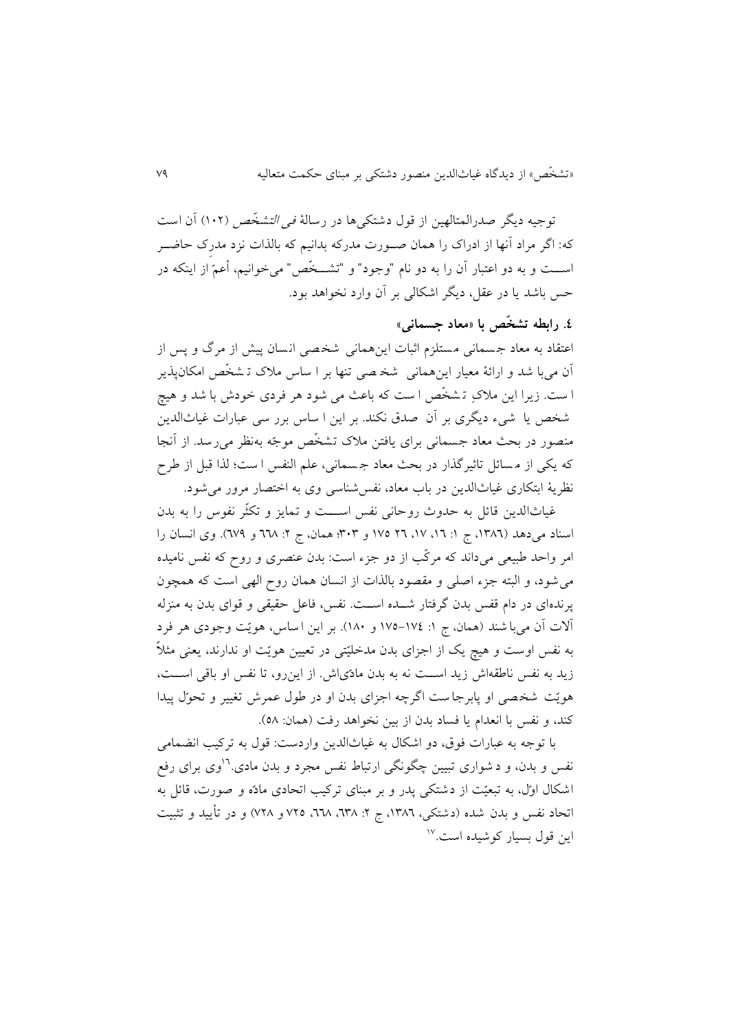توجیه دیگر صدرالمتالهین از قول دشتکی‌ها در رسالهٔ *فی التشخّص* (۱۰۲) آن است که: اگر مراد آنها از ادراک را همان صـورت مدرکه بدانیم که بالذات نزد مدرِک حاضـر اسـت و به دو اعتبار آن را به دو نام "وجود" و "تشـخّص" می‌خوانیم، أعمّ از اینکه در حس باشد یا در عقل، دیگر اشکالی بر آن وارد نخواهد بود.

### ٤. رابطه تشخّص با «معاد جسمانی»

اعتقاد به معاد جسمانی مستلزم اثبات این‌همانی شخصی انسان پیش از مرگ و پس از آن می‌باشد و ارائهٔ معیار این‌همانی شخصی تنها بر اساس ملاک تشخّص امکان‌پذیر است. زیرا این ملاکِ تشخّص است که باعث می شود هر فردی خودش باشد و هیچ شخص یا شیء دیگری بر آن صدق نکند. بر این اساس بررسی عبارات غیاث‌الدین منصور در بحث معاد جسمانی برای یافتن ملاک تشخّص موجّه به‌نظر می‌رسد. از آنجا که یکی از مسائل تاثیرگذار در بحث معاد جسمانی، علم النفس است؛ لذا قبل از طرح نظریهٔ ابتکاری غیاث‌الدین در باب معاد، نفس‌شناسی وی به اختصار مرور می‌شود.

غیاث‌الدین قائل به حدوث روحانی نفس اسـت و تمایز و تکثّر نفوس را به بدن اسناد می‌دهد (۱۳۸٦، ج ۱: ١٦، ١٧، ٢٦ ١٧٥ و ٣٠٣؛ همان، ج ۲: ٦٦٨ و ٦٧٩). وی انسان را امر واحد طبیعی می‌داند که مرکّب از دو جزء است: بدن عنصری و روح که نفس نامیده می‌شود، و البته جزء اصلی و مقصود بالذات از انسان همان روح الهی است که همچون پرنده‌ای در دام قفس بدن گرفتار شـده اسـت. نفس، فاعل حقیقی و قوای بدن به منزله آلات آن می‌باشند (همان، ج ۱: ١٧٤-١٧٥ و ١٨٠). بر این اساس، هویّت وجودی هر فرد به نفس اوست و هیچ یک از اجزای بدن مدخلیّتی در تعیین هویّت او ندارند، یعنی مثلاً زید به نفس ناطقه‌اش زید اسـت نه به بدن مادّی‌اش. از این‌رو، تا نفس او باقی اسـت، هویّت شخصی او پابرجاست اگرچه اجزای بدن او در طول عمرش تغییر و تحوّل پیدا کند، و نفس با انعدام یا فساد بدن از بین نخواهد رفت (همان: ٥٨).

با توجه به عبارات فوق، دو اشکال به غیاث‌الدین واردست: قول به ترکیب انضمامی نفس و بدن، و دشواری تبیین چگونگی ارتباط نفس مجرد و بدن مادی.[16] وی برای رفع اشکال اوّل، به تبعیّت از دشتکی پدر و بر مبنای ترکیب اتحادی مادّه و صورت، قائل به اتحاد نفس و بدن شده (دشتکی، ۱۳۸٦، ج ۲: ٦٣٨، ٦٦٨، ٧٢٥ و ٧٢٨) و در تأیید و تثبیت این قول بسیار کوشیده است.[17]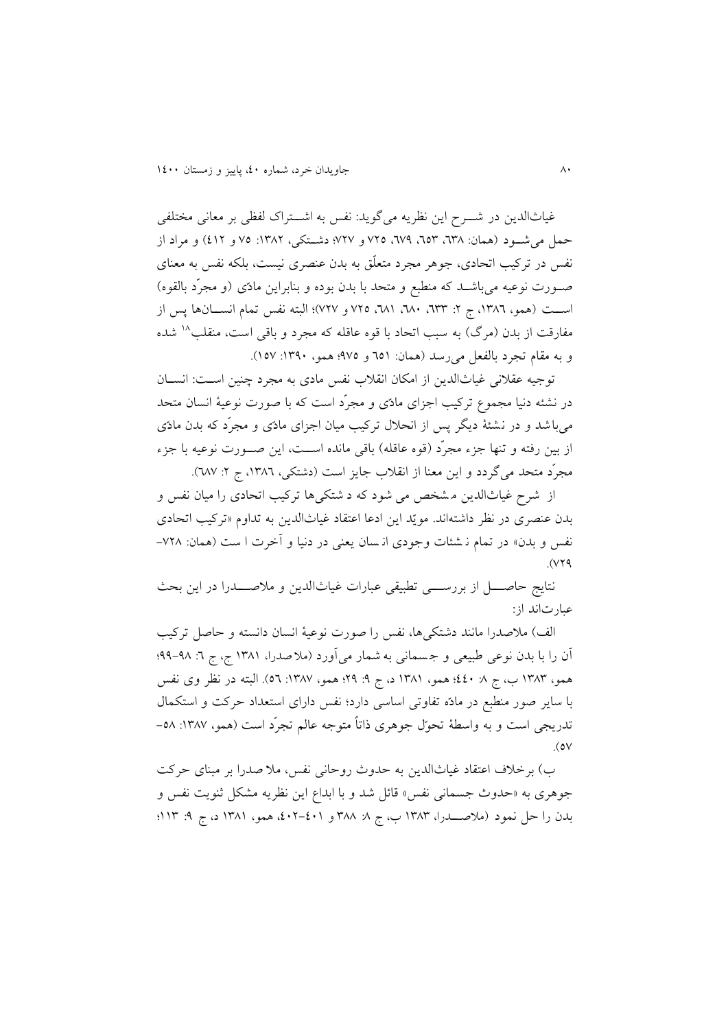غیاث‌الدین در شــرح این نظریه می‌گوید: نفس به اشــتراک لفظی بر معانی مختلفی حمل می‌شــود (همان: ٦٣٨، ٦٥٣، ٦٧٩، ٧٢٥ و ٧٢٧؛ دشــتکی، ١٣٨٢: ٧٥ و ٤١٢) و مراد از نفس در ترکیب اتحادی، جوهر مجرد متعلّق به بدن عنصری نیست، بلکه نفس به معنای صــورت نوعیه می‌باشــد که منطبع و متحد با بدن بوده و بنابراین مادّی (و مجرّد بالقوه) اســت (همو، ١٣٨٦، ج ٢: ٦٣٣، ٦٨٠، ٦٨١، ٧٢٥ و ٧٢٧)؛ البته نفس تمام انســان‌ها پس از مفارقت از بدن (مرگ) به سبب اتحاد با قوه عاقله که مجرد و باقی است، منقلب[18] شده و به مقام تجرد بالفعل می‌رسد (همان: ٦٥١ و ٩٧٥؛ همو، ١٣٩٠: ١٥٧).

توجیه عقلانی غیاث‌الدین از امکان انقلاب نفس مادی به مجرد چنین اســت: انســان در نشئه دنیا مجموع ترکیب اجزای مادّی و مجرّد است که با صورت نوعیهٔ انسان متحد می‌باشد و در نشئهٔ دیگر پس از انحلال ترکیب میان اجزای مادّی و مجرّد که بدن مادّی از بین رفته و تنها جزء مجرّد (قوه عاقله) باقی مانده اســت، این صــورت نوعیه با جزء مجرّد متحد می‌گردد و این معنا از انقلاب جایز است (دشتکی، ١٣٨٦، ج ٢: ٦٨٧).

از شرح غیاث‌الدین مشخص می شود که دشتکی‌ها ترکیب اتحادی را میان نفس و بدن عنصری در نظر داشته‌اند. مویّد این ادعا اعتقاد غیاث‌الدین به تداوم «ترکیب اتحادی نفس و بدن» در تمام نشئات وجودی انسان یعنی در دنیا و آخرت است (همان: ٧٢٨-٧٢٩).

نتایج حاصــل از بررســی تطبیقی عبارات غیاث‌الدین و ملاصــدرا در این بحث عبارت‌اند از:

الف) ملاصدرا مانند دشتکی‌ها، نفس را صورت نوعیهٔ انسان دانسته و حاصل ترکیب آن را با بدن نوعی طبیعی و جسمانی به شمار می‌آورد (ملاصدرا، ١٣٨١ ج، ج ٦: ٩٨-٩٩؛ همو، ١٣٨٣ ب، ج ٨: ٤٤٠؛ همو، ١٣٨١ د، ج ٩: ٢٩؛ همو، ١٣٨٧: ٥٦). البته در نظر وی نفس با سایر صور منطبع در مادّه تفاوتی اساسی دارد؛ نفس دارای استعداد حرکت و استکمال تدریجی است و به واسطهٔ تحوّل جوهری ذاتاً متوجه عالم تجرّد است (همو، ١٣٨٧: ٥٨-٥٧).

ب) برخلاف اعتقاد غیاث‌الدین به حدوث روحانی نفس، ملاصدرا بر مبنای حرکت جوهری به «حدوث جسمانی نفس» قائل شد و با ابداع این نظریه مشکل ثنویت نفس و بدن را حل نمود (ملاصــدرا، ١٣٨٣ ب، ج ٨: ٣٨٨ و ٤٠١-٤٠٢، همو، ١٣٨١ د، ج ٩: ١١٣؛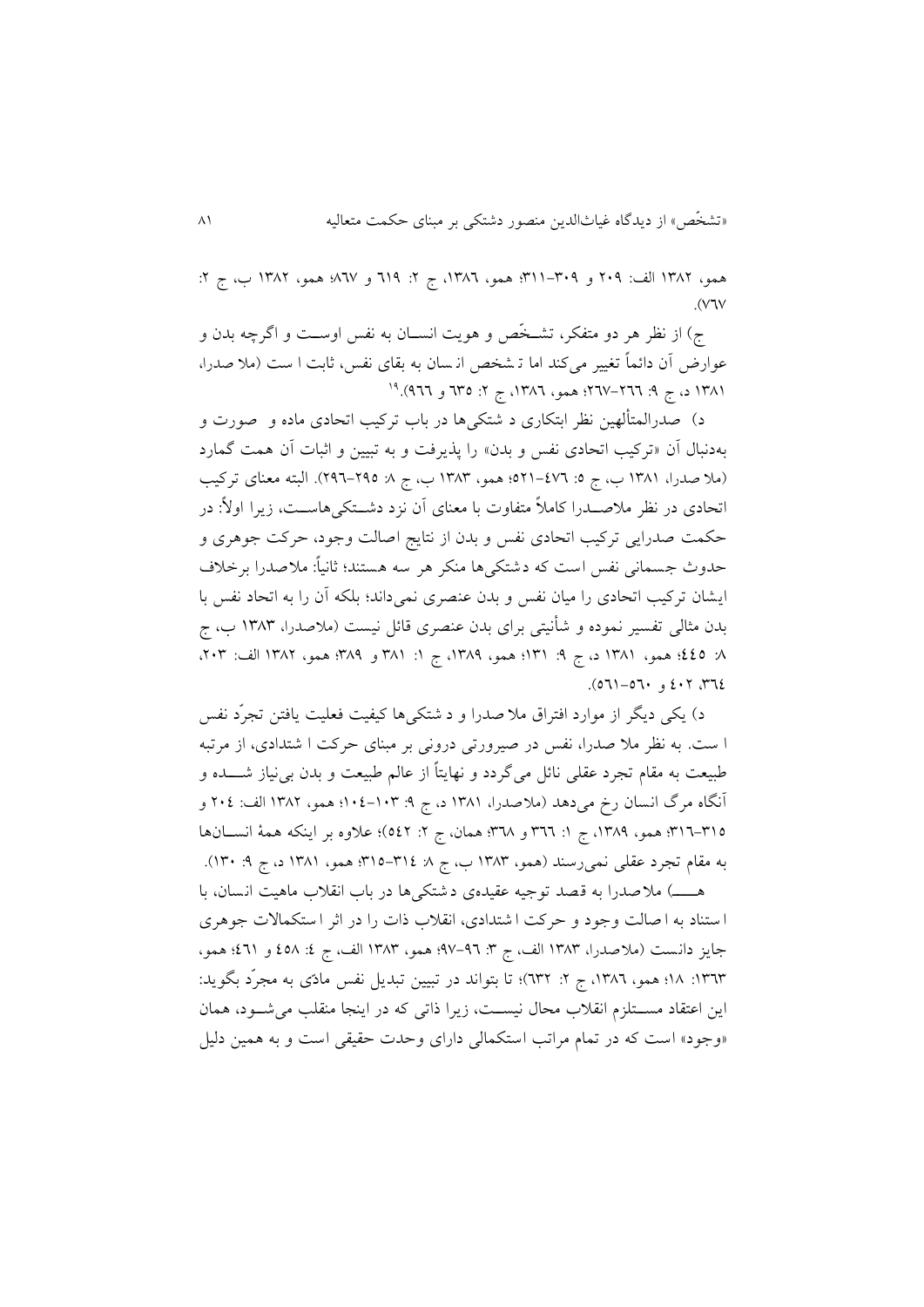همو، ۱۳۸۲ الف: ۲۰۹ و ۳۰۹-۳۱۱؛ همو، ۱۳۸۶، ج ۲: ۶۱۹ و ۸۶۷؛ همو، ۱۳۸۲ ب، ج ۲: ۷۶۷).

ج) از نظر هر دو متفکر، تشخّص و هویت انسان به نفس اوست و اگرچه بدن و عوارض آن دائماً تغییر می‌کند اما تشخص انسان به بقای نفس، ثابت است (ملاصدرا، ۱۳۸۱ د، ج ۹: ۲۶۶-۲۶۷؛ همو، ۱۳۸۶، ج ۲: ۶۳۵ و ۹۶۶).[19]

د) صدرالمتألهین نظر ابتکاری دشتکی‌ها در باب ترکیب اتحادی ماده و صورت و به‌دنبال آن «ترکیب اتحادی نفس و بدن» را پذیرفت و به تبیین و اثبات آن همت گمارد (ملاصدرا، ۱۳۸۱ ب، ج ۵: ۴۷۶-۵۲۱؛ همو، ۱۳۸۳ ب، ج ۸: ۲۹۵-۲۹۶). البته معنای ترکیب اتحادی در نظر ملاصدرا کاملاً متفاوت با معنای آن نزد دشتکی‌هاست، زیرا اولاً: در حکمت صدرایی ترکیب اتحادی نفس و بدن از نتایج اصالت وجود، حرکت جوهری و حدوث جسمانی نفس است که دشتکی‌ها منکر هر سه هستند؛ ثانیاً: ملاصدرا برخلاف ایشان ترکیب اتحادی را میان نفس و بدن عنصری نمی‌داند؛ بلکه آن را به اتحاد نفس با بدن مثالی تفسیر نموده و شأنیتی برای بدن عنصری قائل نیست (ملاصدرا، ۱۳۸۳ ب، ج ۸: ۴۴۵؛ همو، ۱۳۸۱ د، ج ۹: ۱۳۱؛ همو، ۱۳۸۹، ج ۱: ۳۸۱ و ۳۸۹؛ همو، ۱۳۸۲ الف: ۲۰۳، ۳۶۴، ۴۰۲ و ۵۶۰-۵۶۱).

د) یکی دیگر از موارد افتراق ملاصدرا و دشتکی‌ها کیفیت فعلیت یافتن تجرّد نفس است. به نظر ملاصدرا، نفس در صیرورتی درونی بر مبنای حرکت اشتدادی، از مرتبه طبیعت به مقام تجرد عقلی نائل می‌گردد و نهایتاً از عالم طبیعت و بدن بی‌نیاز شده و آنگاه مرگ انسان رخ می‌دهد (ملاصدرا، ۱۳۸۱ د، ج ۹: ۱۰۳-۱۰۴؛ همو، ۱۳۸۲ الف: ۲۰۴ و ۳۱۵-۳۱۶؛ همو، ۱۳۸۹، ج ۱: ۳۶۶ و ۳۶۸؛ همان، ج ۲: ۵۴۲)؛ علاوه بر اینکه همهٔ انسان‌ها به مقام تجرد عقلی نمی‌رسند (همو، ۱۳۸۳ ب، ج ۸: ۳۱۴-۳۱۵؛ همو، ۱۳۸۱ د، ج ۹: ۱۳۰).

هـ) ملاصدرا به قصد توجیه عقیده‌ی دشتکی‌ها در باب انقلاب ماهیت انسان، با استناد به اصالت وجود و حرکت اشتدادی، انقلاب ذات را در اثر استکمالات جوهری جایز دانست (ملاصدرا، ۱۳۸۳ الف، ج ۳: ۹۶-۹۷؛ همو، ۱۳۸۳ الف، ج ۴: ۴۵۸ و ۴۶۱؛ همو، ۱۳۶۳: ۱۸؛ همو، ۱۳۸۶، ج ۲: ۶۳۲)؛ تا بتواند در تبیین تبدیل نفس مادّی به مجرّد بگوید: این اعتقاد مستلزم انقلاب محال نیست، زیرا ذاتی که در اینجا منقلب می‌شود، همان «وجود» است که در تمام مراتب استکمالی دارای وحدت حقیقی است و به همین دلیل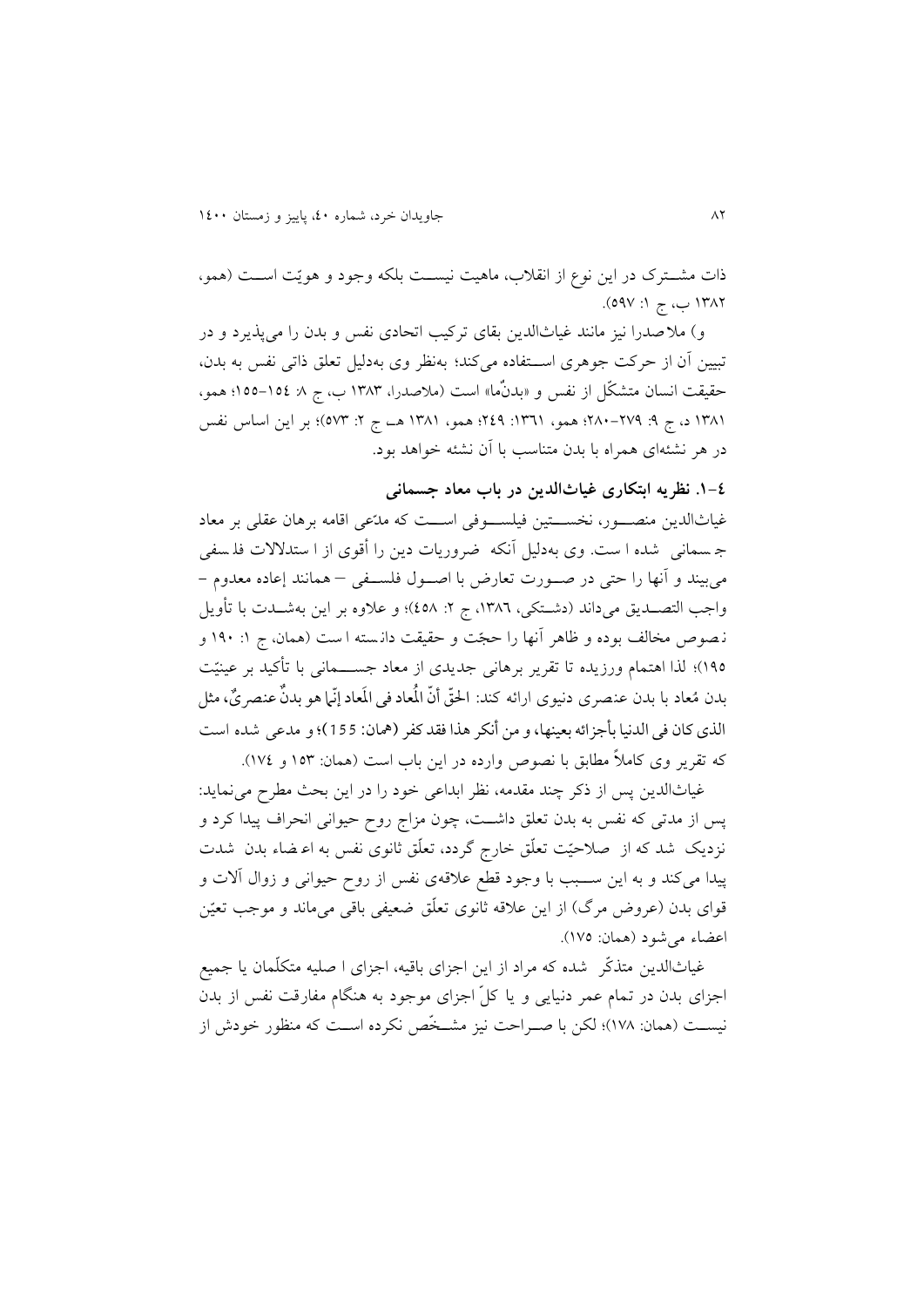ذات مشــترک در این نوع از انقلاب، ماهیت نیســت بلکه وجود و هویّت اســت (همو، ۱۳۸۲ ب، ج ۱: ۵۹۷).

و) ملاصدرا نیز مانند غیاث‌الدین بقای ترکیب اتحادی نفس و بدن را می‌پذیرد و در تبیین آن از حرکت جوهری اســتفاده می‌کند؛ به‌نظر وی به‌دلیل تعلق ذاتی نفس به بدن، حقیقت انسان متشکّل از نفس و «بدنٌ‌ما» است (ملاصدرا، ۱۳۸۳ ب، ج ۸: ۱۵٤–۱۵۵؛ همو، ۱۳۸۱ د، ج ۹: ۲۷۹–۲۸۰؛ همو، ۱۳٦۱: ۲٤۹؛ همو، ۱۳۸۱ هـ ج ۲: ۵۷۳)؛ بر این اساس نفس در هر نشئه‌ای همراه با بدن متناسب با آن نشئه خواهد بود.

### ٤-۱. نظریه ابتکاری غیاث‌الدین در باب معاد جسمانی

غیاث‌الدین منصــور، نخســتین فیلســوفی اســت که مدّعی اقامه برهان عقلی بر معاد جسمانی شده است. وی به‌دلیل آنکه ضروریات دین را أقوی از استدلالات فلسفی می‌بیند و آنها را حتی در صــورت تعارض با اصــول فلســفی – همانند إعاده معدوم – واجب التصــدیق می‌داند (دشــتکی، ۱۳۸٦، ج ۲: ٤۵۸)؛ و علاوه بر این به‌شــدت با تأویل نصوص مخالف بوده و ظاهر آنها را حجّت و حقیقت دانسته است (همان، ج ۱: ۱۹۰ و ۱۹۵)؛ لذا اهتمام ورزیده تا تقریر برهانی جدیدی از معاد جســمانی با تأکید بر عینیّت بدن مُعاد با بدن عنصری دنیوی ارائه کند: الحقّ أنّ المُعاد فی المَعاد إنّما هو بدنٌ عنصریٌ، مثل الذی کان فی الدنیا بأجزائه بعینها، و من أنکر هذا فقد کفر (همان: 155)؛ و مدعی شده است که تقریر وی کاملاً مطابق با نصوص وارده در این باب است (همان: ۱۵۳ و ۱۷٤).

غیاث‌الدین پس از ذکر چند مقدمه، نظر ابداعی خود را در این بحث مطرح می‌نماید: پس از مدتی که نفس به بدن تعلق داشــت، چون مزاج روح حیوانی انحراف پیدا کرد و نزدیک شد که از صلاحیّت تعلّق خارج گردد، تعلّق ثانوی نفس به اعضاء بدن شدت پیدا می‌کند و به این ســبب با وجود قطع علاقه‌ی نفس از روح حیوانی و زوال آلات و قوای بدن (عروض مرگ) از این علاقه ثانوی تعلّق ضعیفی باقی می‌ماند و موجب تعیّن اعضاء می‌شود (همان: ۱۷۵).

غیاث‌الدین متذکّر شده که مراد از این اجزای باقیه، اجزای اصلیه متکلّمان یا جمیع اجزای بدن در تمام عمر دنیایی و یا کلّ اجزای موجود به هنگام مفارقت نفس از بدن نیســت (همان: ۱۷۸)؛ لکن با صــراحت نیز مشــخّص نکرده اســت که منظور خودش از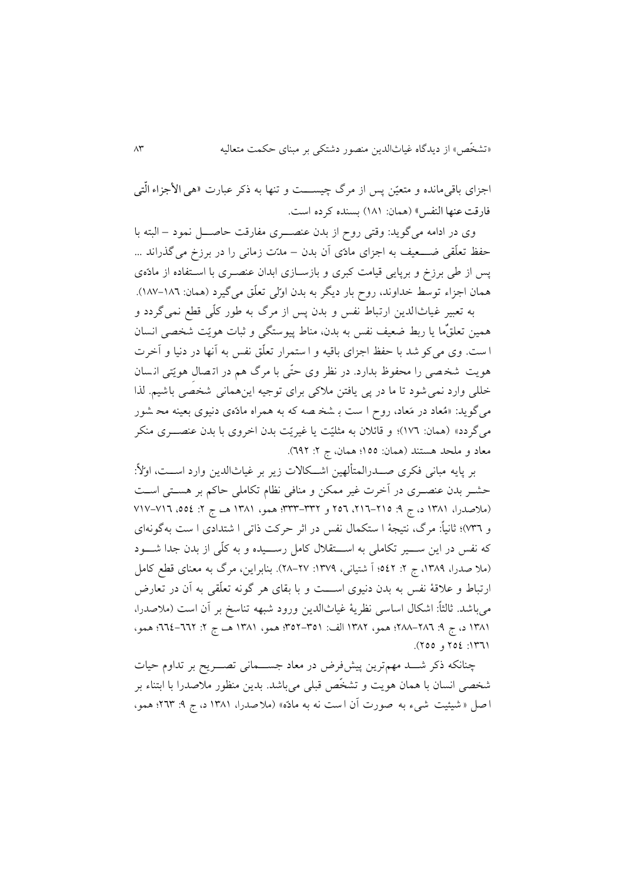اجزای باقی‌مانده و متعیّن پس از مرگ چیســـت و تنها به ذکر عبارت «هی الأجزاء الّتی فارقت عنها النفس» (همان: ۱۸۱) بسنده کرده است.

وی در ادامه می‌گوید: وقتی روح از بدن عنصـــری مفارقت حاصـــل نمود – البته با حفظ تعلّقی ضـــعیف به اجزای مادّی آن بدن – مدّت زمانی را در برزخ می‌گذراند ... پس از طی برزخ و برپایی قیامت کبری و بازســازی ابدان عنصـری با اسـتفاده از مادّه‌ی همان اجزاء توسط خداوند، روح بار دیگر به بدن اوّلی تعلّق می‌گیرد (همان: ۱۸۶–۱۸۷).

به تعبیر غیاث‌الدین ارتباط نفس و بدن پس از مرگ به طور کلّی قطع نمی‌گردد و همین تعلّق‌ما یا ربط ضعیف نفس به بدن، مناط پیوستگی و ثبات هویّت شخصی انسان است. وی می‌کوشد با حفظ اجزای باقیه و استمرار تعلّق نفس به آنها در دنیا و آخرت هویت شخصی را محفوظ بدارد. در نظر وی حتّی با مرگ هم در اتصال هویّتی انسان خللی وارد نمی‌شود تا ما در پی یافتن ملاکی برای توجیه این‌همانی شخصی باشیم. لذا می‌گوید: «مُعاد در مَعاد، روح است با شخصه که به همراه مادّه‌ی دنیوی بعینه محشور می‌گردد» (همان: ۱۷۶)؛ و قائلان به مثلیّت یا غیریّت بدن اخروی با بدن عنصـــری منکر معاد و ملحد هستند (همان: ۱۵۵؛ همان، ج ۲: ۶۹۲).

بر پایه مبانی فکری صـــدرالمتألهین اشـــکالات زیر بر غیاث‌الدین وارد اســـت، اوّلاً: حشـر بدن عنصـری در آخرت غیر ممکن و منافی نظام تکاملی حاکم بر هسـتی اسـت (ملاصدرا، ۱۳۸۱ د، ج ۹: ۲۱۵–۲۱۶، ۲۵۶ و ۳۳۲–۳۳۳؛ همو، ۱۳۸۱ هـ ج ۲: ۵۵٤، ۷۱۶–۷۱۷ و ۷۳۶)؛ ثانیاً: مرگ، نتیجهٔ استکمال نفس در اثر حرکت ذاتی اشتدادی است به‌گونه‌ای که نفس در این ســـیر تکاملی به اســـتقلال کامل رســـیده و به کلّی از بدن جدا شـــود (ملاصدرا، ۱۳۸۹، ج ۲: ۵٤۲؛ آشتیانی، ۱۳۷۹: ۲۷–۲۸). بنابراین، مرگ به معنای قطع کامل ارتباط و علاقهٔ نفس به بدن دنیوی اســـت و با بقای هر گونه تعلّقی به آن در تعارض می‌باشد. ثالثاً: اشکال اساسی نظریهٔ غیاث‌الدین ورود شبهه تناسخ بر آن است (ملاصدرا، ۱۳۸۱ د، ج ۹: ۲۸۶–۲۸۸؛ همو، ۱۳۸۲ الف: ۳۵۱–۳۵۲؛ همو، ۱۳۸۱ هـ ج ۲: ۶۶۲–۶۶٤؛ همو، ۱۳۶۱: ۲۵٤ و ۲۵۵).

چنانکه ذکر شـــد مهم‌ترین پیش‌فرض در معاد جســـمانی تصـــریح بر تداوم حیات شخصی انسان با همان هویت و تشخّص قبلی می‌باشد. بدین منظور ملاصدرا با ابتناء بر اصل «شیئیت شیء به صورت آن است نه به مادّه» (ملاصدرا، ۱۳۸۱ د، ج ۹: ۲۶۳؛ همو،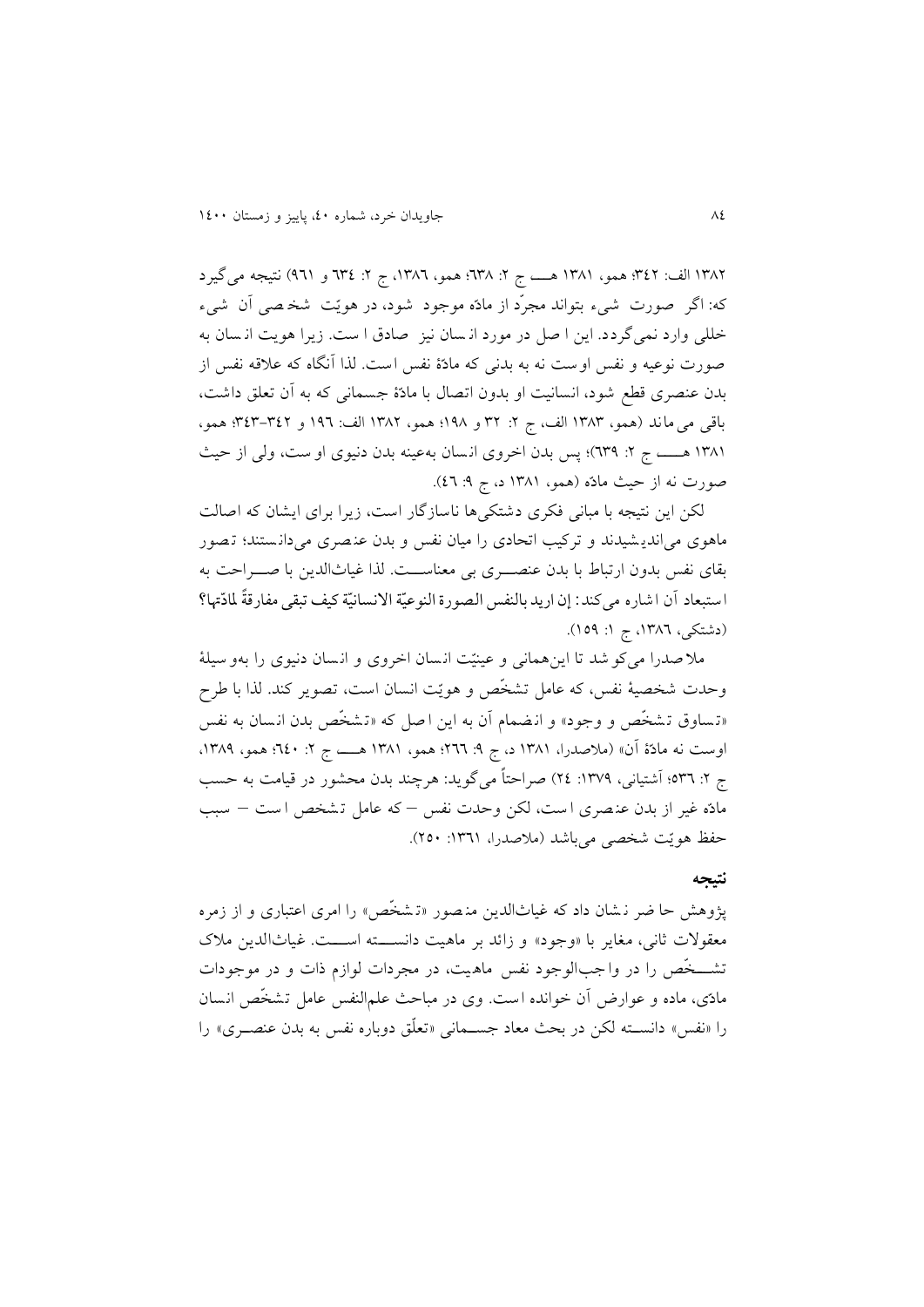۱۳۸۲ الف: ۳٤۲؛ همو، ۱۳۸۱ هــــ ج ۲: ٦۳۸؛ همو، ۱۳۸٦، ج ۲: ٦۳٤ و ۹٦۱) نتیجه می‌گیرد که: اگر صورت شیء بتواند مجرّد از مادّه موجود شود، در هویّت شخصی آن شیء خللی وارد نمی‌گردد. این اصل در مورد انسان نیز صادق است. زیرا هویت انسان به صورت نوعیه و نفس اوست نه به بدنی که مادّهٔ نفس است. لذا آنگاه که علاقه نفس از بدن عنصری قطع شود، انسانیت او بدون اتصال با مادّهٔ جسمانی که به آن تعلق داشت، باقی می‌ماند (همو، ۱۳۸۳ الف، ج ۲: ۳۲ و ۱۹۸؛ همو، ۱۳۸۲ الف: ۱۹٦ و ۳٤۲-۳٤۳؛ همو، ۱۳۸۱ هــــ ج ۲: ٦۳۹)؛ پس بدن اخروی انسان به‌عینه بدن دنیوی اوست، ولی از حیث صورت نه از حیث مادّه (همو، ۱۳۸۱ د، ج ۹: ٤٦).

لکن این نتیجه با مبانی فکری دشتکی‌ها ناسازگار است، زیرا برای ایشان که اصالت ماهوی می‌اندیشیدند و ترکیب اتحادی را میان نفس و بدن عنصری می‌دانستند؛ تصور بقای نفس بدون ارتباط با بدن عنصری بی معناست. لذا غیاث‌الدین با صراحت به استبعاد آن اشاره می‌کند: إن ارید بالنفس الصورة النوعیّة الانسانیّة کیف تبقی مفارقةً لمادّتها؟ (دشتکی، ۱۳۸٦، ج ۱: ۱٥۹).

ملاصدرا می‌کوشد تا این‌همانی و عینیّت انسان اخروی و انسان دنیوی را به‌وسیلهٔ وحدت شخصیهٔ نفس، که عامل تشخّص و هویّت انسان است، تصویر کند. لذا با طرح «تساوق تشخّص و وجود» و انضمام آن به این اصل که «تشخّص بدن انسان به نفس اوست نه مادّهٔ آن» (ملاصدرا، ۱۳۸۱ د، ج ۹: ۲٦٦؛ همو، ۱۳۸۱ هــــ ج ۲: ٦٤۰؛ همو، ۱۳۸۹، ج ۲: ٥۳٦؛ آشتیانی، ۱۳۷۹: ۲٤) صراحتاً می‌گوید: هرچند بدن محشور در قیامت به حسب مادّه غیر از بدن عنصری است، لکن وحدت نفس – که عامل تشخص است – سبب حفظ هویّت شخصی می‌باشد (ملاصدرا، ۱۳٦۱: ۲٥۰).

## نتیجه

پژوهش حاضر نشان داد که غیاث‌الدین منصور «تشخّص» را امری اعتباری و از زمره معقولات ثانی، مغایر با «وجود» و زائد بر ماهیت دانسته است. غیاث‌الدین ملاک تشخّص را در واجب‌الوجود نفس ماهیت، در مجردات لوازم ذات و در موجودات مادی، ماده و عوارض آن خوانده است. وی در مباحث علم‌النفس عامل تشخّص انسان را «نفس» دانسته لکن در بحث معاد جسمانی «تعلّق دوباره نفس به بدن عنصری» را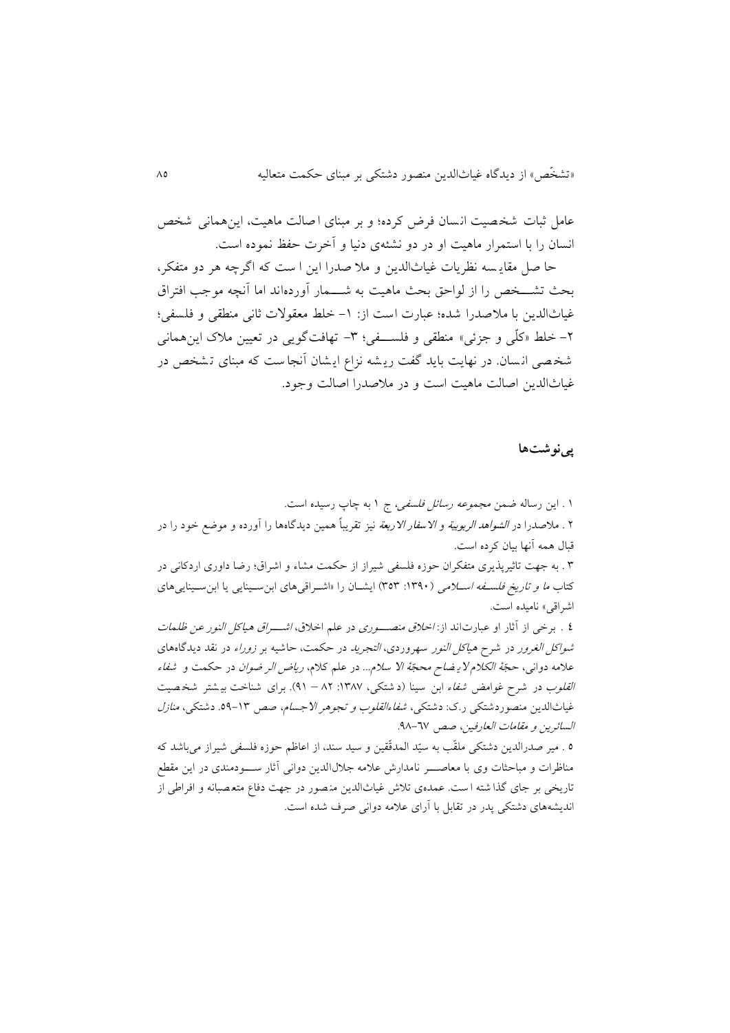عامل ثبات شخصیت انسان فرض کرده؛ و بر مبنای اصالت ماهیت، این‌همانی شخص انسان را با استمرار ماهیت او در دو نشئه‌ی دنیا و آخرت حفظ نموده است.

حاصل مقایسه نظریات غیاث‌الدین و ملا صدرا این است که اگرچه هر دو متفکر، بحث تشـــخص را از لواحق بحث ماهیت به شــــمار آورده‌اند اما آنچه موجب افتراق غیاث‌الدین با ملاصدرا شده؛ عبارت است از: ۱- خلط معقولات ثانی منطقی و فلسفی؛ ۲- خلط «کلّی و جزئی» منطقی و فلســـفی؛ ۳- تهافت‌گویی در تعیین ملاک این‌همانی شخصی انسان. در نهایت باید گفت ریشه نزاع ایشان آنجاست که مبنای تشخص در غیاث‌الدین اصالت ماهیت است و در ملاصدرا اصالت وجود.

## پی‌نوشت‌ها

۱. این رساله ضمن مجموعه *رسائل فلسفی*، ج ۱ به چاپ رسیده است.

۲. ملاصدرا در *الشواهد الربوبیة* و *الاسفار الاربعة* نیز تقریباً همین دیدگاه‌ها را آورده و موضع خود را در قبال همه آنها بیان کرده است.

۳. به جهت تاثیرپذیری متفکران حوزه فلسفی شیراز از حکمت مشاء و اشراق؛ رضا داوری اردکانی در کتاب *ما و تاریخ فلسـفه اسـلامی* (۱۳۹۰: ۳۵۳) ایشـان را «اشـراقی‌های ابن‌سـینایی یا ابن‌سـینایی‌های اشراقی» نامیده است.

٤. برخی از آثار او عبارت‌اند از: *اخلاق منصـــوری* در علم اخلاق، *اشـــراق هیاکل النور عن ظلمات شواکل الغرور* در شرح *هیاکل النور* سهروردی، *التجرید* در حکمت، حاشیه بر *زوراء* در نقد دیدگاه‌های علامه دوانی، *حجّة الکلام لایضاح محجّة الاسلام*... در علم کلام، *ریاض الرضوان* در حکمت و *شفاء القلوب* در شرح غوامض *شفاء* ابن سینا (دشتکی، ۱۳۸۷: ۸۲ – ۹۱). برای شناخت بیشتر شخصیت غیاث‌الدین منصوردشتکی ر.ک: دشتکی، *شفاءالقلوب و تجوهر الاجسام*، صص ۱۳-۵۹. دشتکی، *منازل السائرین و مقامات العارفین*، صص ٦٧-۹۸.

٥. میر صدرالدین دشتکی ملقّب به سیّد المدقّقین و سید سند، از اعاظم حوزه فلسفی شیراز می‌باشد که مناظرات و مباحثات وی با معاصـــر نامدارش علامه جلال‌الدین دوانی آثار ســـودمندی در این مقطع تاریخی بر جای گذاشته است. عمده‌ی تلاش غیاث‌الدین منصور در جهت دفاع متعصبانه و افراطی از اندیشه‌های دشتکی پدر در تقابل با آرای علامه دوانی صرف شده است.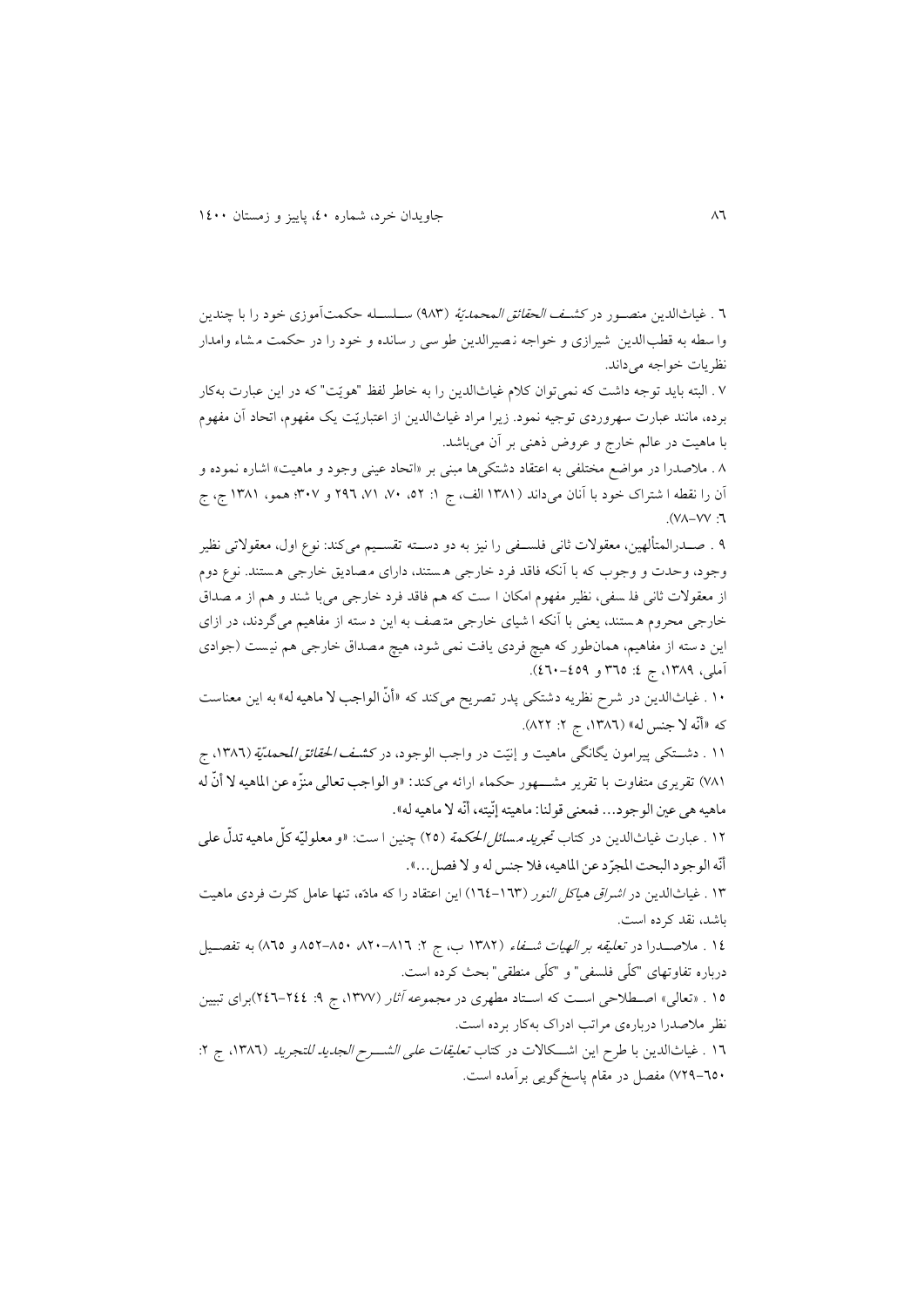٦ . غیاث‌الدین منصــور در *کشـف الحقائق المحمدیّة* (٩٨٣) ســلســله حکمت‌آموزی خود را با چندین واسطه به قطب‌الدین شیرازی و خواجه نصیرالدین طوسی رسانده و خود را در حکمت مشاء وامدار نظریات خواجه می‌داند.

٧ . البته باید توجه داشت که نمی‌توان کلام غیاث‌الدین را به خاطر لفظ "هویّت" که در این عبارت به‌کار برده، مانند عبارت سهروردی توجیه نمود. زیرا مراد غیاث‌الدین از اعتباریّت یک مفهوم، اتحاد آن مفهوم با ماهیت در عالم خارج و عروض ذهنی بر آن می‌باشد.

٨ . ملاصدرا در مواضع مختلفی به اعتقاد دشتکی‌ها مبنی بر «اتحاد عینی وجود و ماهیت» اشاره نموده و آن را نقطه اشتراک خود با آنان می‌داند (١٣٨١ الف، ج ١: ٥٢، ٧٠، ٧١، ٢٩٦ و ٣٠٧؛ همو، ١٣٨١ ج، ج ٦: ٧٧-٧٨).

٩ . صــدرالمتألهین، معقولات ثانی فلســفی را نیز به دو دســته تقســیم می‌کند: نوع اول، معقولاتی نظیر وجود، وحدت و وجوب که با آنکه فاقد فرد خارجی هستند، دارای مصادیق خارجی هستند. نوع دوم از معقولات ثانی فلسفی، نظیر مفهوم امکان است که هم فاقد فرد خارجی می‌باشند و هم از مصداق خارجی محروم هستند، یعنی با آنکه اشیای خارجی متصف به این دسته از مفاهیم می‌گردند، در ازای این دسته از مفاهیم، همان‌طور که هیچ فردی یافت نمی شود، هیچ مصداق خارجی هم نیست (جوادی آملی، ١٣٨٩، ج ٤: ٣٦٥ و ٤٥٩-٤٦٠).

١٠ . غیاث‌الدین در شرح نظریه دشتکی پدر تصریح می‌کند که «أنّ الواجب لا ماهیه له» به این معناست که «أنّه لا جنس له» (١٣٨٦، ج ٢: ٨٢٢).

١١ . دشــتکی پیرامون یگانگی ماهیت و إنیّت در واجب الوجود، در *کشـف الحقائق المحمدیّة* (١٣٨٦، ج ٧٨١) تقریری متفاوت با تقریر مشــــهور حکماء ارائه می‌کند: «و الواجب تعالی منزّه عن الماهیه لا أنّ له ماهیه هی عین الوجود... فمعنی قولنا: ماهیته إنّیته، أنّه لا ماهیه له».

١٢ . عبارت غیاث‌الدین در کتاب *تجرید مسائل الحکمة* (٢٥) چنین است: «و معلولیّه کلّ ماهیه تدلّ علی أنّه الوجود البحت المجرّد عن الماهیه، فلا جنس له و لا فصل...».

١٣ . غیاث‌الدین در *اشراق هیاکل النور* (١٦٣-١٦٤) این اعتقاد را که مادّه، تنها عامل کثرت فردی ماهیت باشد، نقد کرده است.

١٤ . ملاصــدرا در *تعلیقه بر الهیات شـفاء* (١٣٨٢ ب، ج ٢: ٨١٦-٨٢٠، ٨٥٠-٨٥٢ و ٨٦٥) به تفصــیل درباره تفاوتهای "کلّی فلسفی" و "کلّی منطقی" بحث کرده است.

١٥ . «تعالی» اصـطلاحی اسـت که اسـتاد مطهری در *مجموعه آثار* (١٣٧٧، ج ٩: ٢٤٤-٢٤٦)برای تبیین نظر ملاصدرا درباره‌ی مراتب ادراک به‌کار برده است.

١٦ . غیاث‌الدین با طرح این اشـــکالات در کتاب *تعلیقات علی الشـــرح الجدید للتجرید* (١٣٨٦، ج ٢: ٦٥٠-٧٢٩) مفصل در مقام پاسخ‌گویی برآمده است.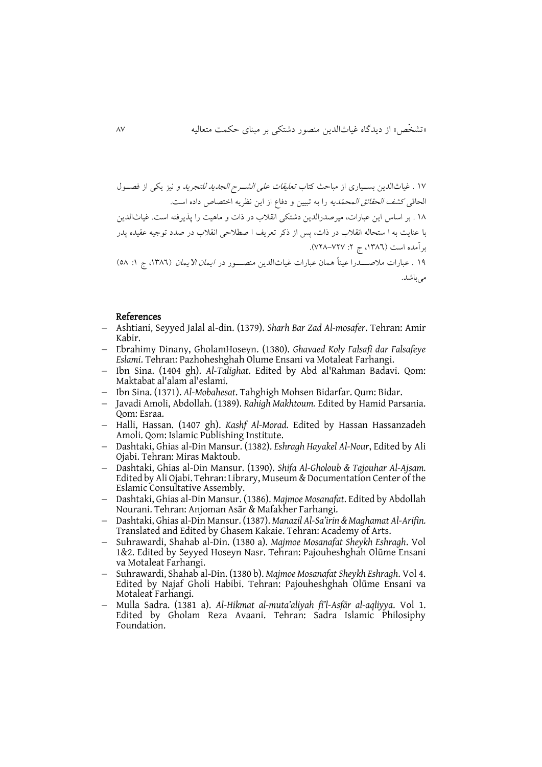۱۷ . غیاث‌الدین بسیاری از مباحث کتاب *تعلیقات علی الشرح الجدید للتجرید* و نیز یکی از فصول الحاقی *کشف الحقائق المحمّدیه* را به تبیین و دفاع از این نظریه اختصاص داده است.

۱۸ . بر اساس این عبارات، میرصدرالدین دشتکی انقلاب در ذات و ماهیت را پذیرفته است. غیاث‌الدین با عنایت به ا ستحاله انقلاب در ذات، پس از ذکر تعریف ا صطلاحی انقلاب در صدد توجیه عقیده پدر برآمده است (۱۳۸٦، ج ۲: ۷۲۷–۷۲۸).

۱۹ . عبارات ملاصدرا عیناً همان عبارات غیاث‌الدین منصور در *ایمان الایمان* (۱۳۸٦، ج ۱: ۵۸) می‌باشد.

## References

- Ashtiani, Seyyed Jalal al-din. (1379). *Sharh Bar Zad Al-mosafer*. Tehran: Amir Kabir.
- Ebrahimy Dinany, GholamHoseyn. (1380). *Ghavaed Koly Falsafi dar Falsafeye Eslami*. Tehran: Pazhoheshghah Olume Ensani va Motaleat Farhangi.
- Ibn Sina. (1404 gh). *Al-Talighat*. Edited by Abd al'Rahman Badavi. Qom: Maktabat al'alam al'eslami.
- Ibn Sina. (1371). *Al-Mobahesat*. Tahghigh Mohsen Bidarfar. Qum: Bidar.
- Javadi Amoli, Abdollah. (1389). *Rahigh Makhtoum.* Edited by Hamid Parsania. Qom: Esraa.
- Halli, Hassan. (1407 gh). *Kashf Al-Morad.* Edited by Hassan Hassanzadeh Amoli. Qom: Islamic Publishing Institute.
- Dashtaki, Ghias al-Din Mansur. (1382). *Eshragh Hayakel Al-Nour*, Edited by Ali Ojabi. Tehran: Miras Maktoub.
- Dashtaki, Ghias al-Din Mansur. (1390). *Shifa Al-Gholoub & Tajouhar Al-Ajsam.* Edited by Ali Ojabi. Tehran: Library, Museum & Documentation Center of the Eslamic Consultative Assembly.
- Dashtaki, Ghias al-Din Mansur. (1386). *Majmoe Mosanafat*. Edited by Abdollah Nourani. Tehran: Anjoman Asār & Mafakher Farhangi.
- Dashtaki, Ghias al-Din Mansur. (1387). *Manazil Al-Sa'irin & Maghamat Al-Arifin.* Translated and Edited by Ghasem Kakaie. Tehran: Academy of Arts.
- Suhrawardi, Shahab al-Din. (1380 a). *Majmoe Mosanafat Sheykh Eshragh*. Vol 1&2. Edited by Seyyed Hoseyn Nasr. Tehran: Pajouheshghah Olūme Ensani va Motaleat Farhangi.
- Suhrawardi, Shahab al-Din. (1380 b). *Majmoe Mosanafat Sheykh Eshragh*. Vol 4. Edited by Najaf Gholi Habibi. Tehran: Pajouheshghah Olūme Ensani va Motaleat Farhangi.
- Mulla Sadra. (1381 a). *Al-Hikmat al-muta'aliyah fi'l-Asfār al-aqliyya*. Vol 1. Edited by Gholam Reza Avaani. Tehran: Sadra Islamic Philosiphy Foundation.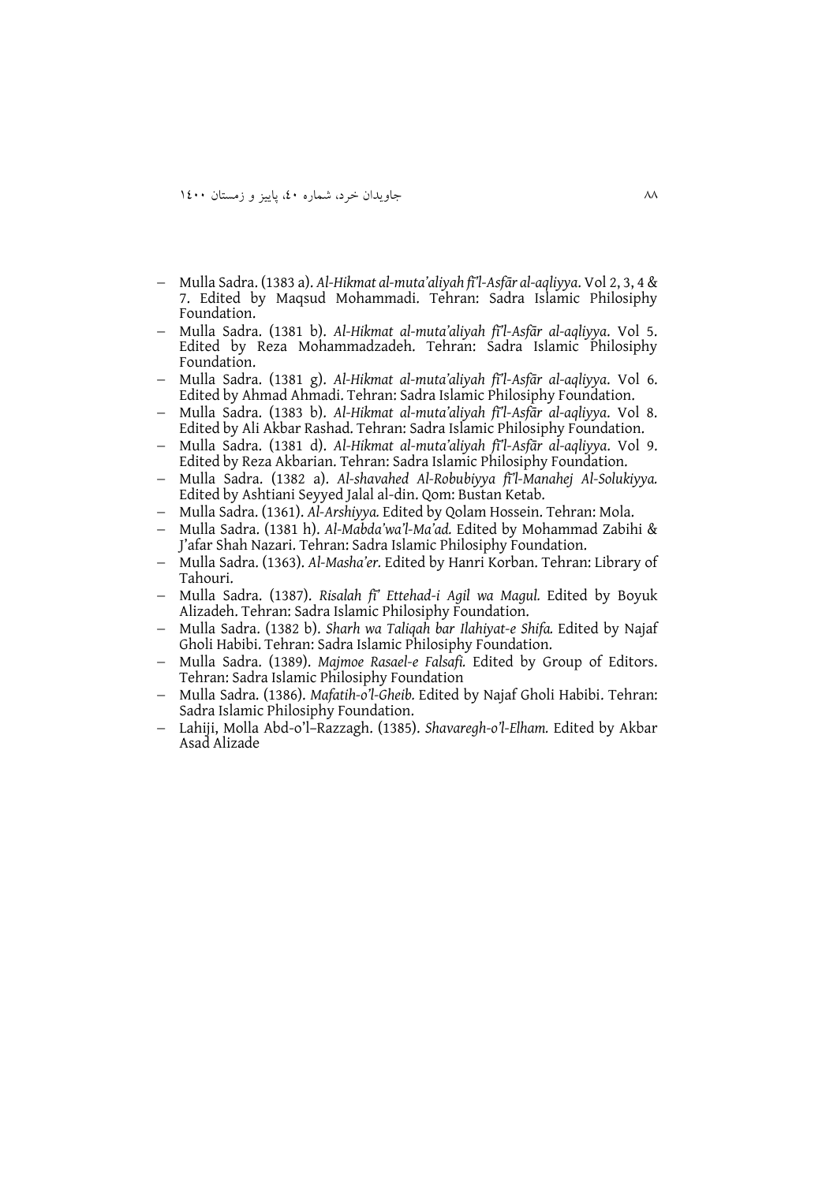- Mulla Sadra. (1383 a). *Al-Hikmat al-muta'aliyah fi'l-Asfãr al-aqliyya*. Vol 2, 3, 4 & 7. Edited by Maqsud Mohammadi. Tehran: Sadra Islamic Philosiphy Foundation.
- Mulla Sadra. (1381 b). *Al-Hikmat al-muta'aliyah fi'l-Asfãr al-aqliyya*. Vol 5. Edited by Reza Mohammadzadeh. Tehran: Sadra Islamic Philosiphy Foundation.
- Mulla Sadra. (1381 g). *Al-Hikmat al-muta'aliyah fi'l-Asfãr al-aqliyya*. Vol 6. Edited by Ahmad Ahmadi. Tehran: Sadra Islamic Philosiphy Foundation.
- Mulla Sadra. (1383 b). *Al-Hikmat al-muta'aliyah fi'l-Asfãr al-aqliyya*. Vol 8. Edited by Ali Akbar Rashad. Tehran: Sadra Islamic Philosiphy Foundation.
- Mulla Sadra. (1381 d). *Al-Hikmat al-muta'aliyah fi'l-Asfãr al-aqliyya*. Vol 9. Edited by Reza Akbarian. Tehran: Sadra Islamic Philosiphy Foundation.
- Mulla Sadra. (1382 a). *Al-shavahed Al-Robubiyya fi'l-Manahej Al-Solukiyya.* Edited by Ashtiani Seyyed Jalal al-din. Qom: Bustan Ketab.
- Mulla Sadra. (1361). *Al-Arshiyya.* Edited by Qolam Hossein. Tehran: Mola.
- Mulla Sadra. (1381 h). *Al-Mabda'wa'l-Ma'ad.* Edited by Mohammad Zabihi & J'afar Shah Nazari. Tehran: Sadra Islamic Philosiphy Foundation.
- Mulla Sadra. (1363). *Al-Masha'er.* Edited by Hanri Korban. Tehran: Library of Tahouri.
- Mulla Sadra. (1387). *Risalah fi' Ettehad-i Agil wa Magul.* Edited by Boyuk Alizadeh. Tehran: Sadra Islamic Philosiphy Foundation.
- Mulla Sadra. (1382 b). *Sharh wa Taliqah bar Ilahiyat-e Shifa.* Edited by Najaf Gholi Habibi. Tehran: Sadra Islamic Philosiphy Foundation.
- Mulla Sadra. (1389). *Majmoe Rasael-e Falsafi.* Edited by Group of Editors. Tehran: Sadra Islamic Philosiphy Foundation
- Mulla Sadra. (1386). *Mafatih-o'l-Gheib.* Edited by Najaf Gholi Habibi. Tehran: Sadra Islamic Philosiphy Foundation.
- Lahiji, Molla Abd-o'l–Razzagh. (1385). *Shavaregh-o'l-Elham.* Edited by Akbar Asad Alizade